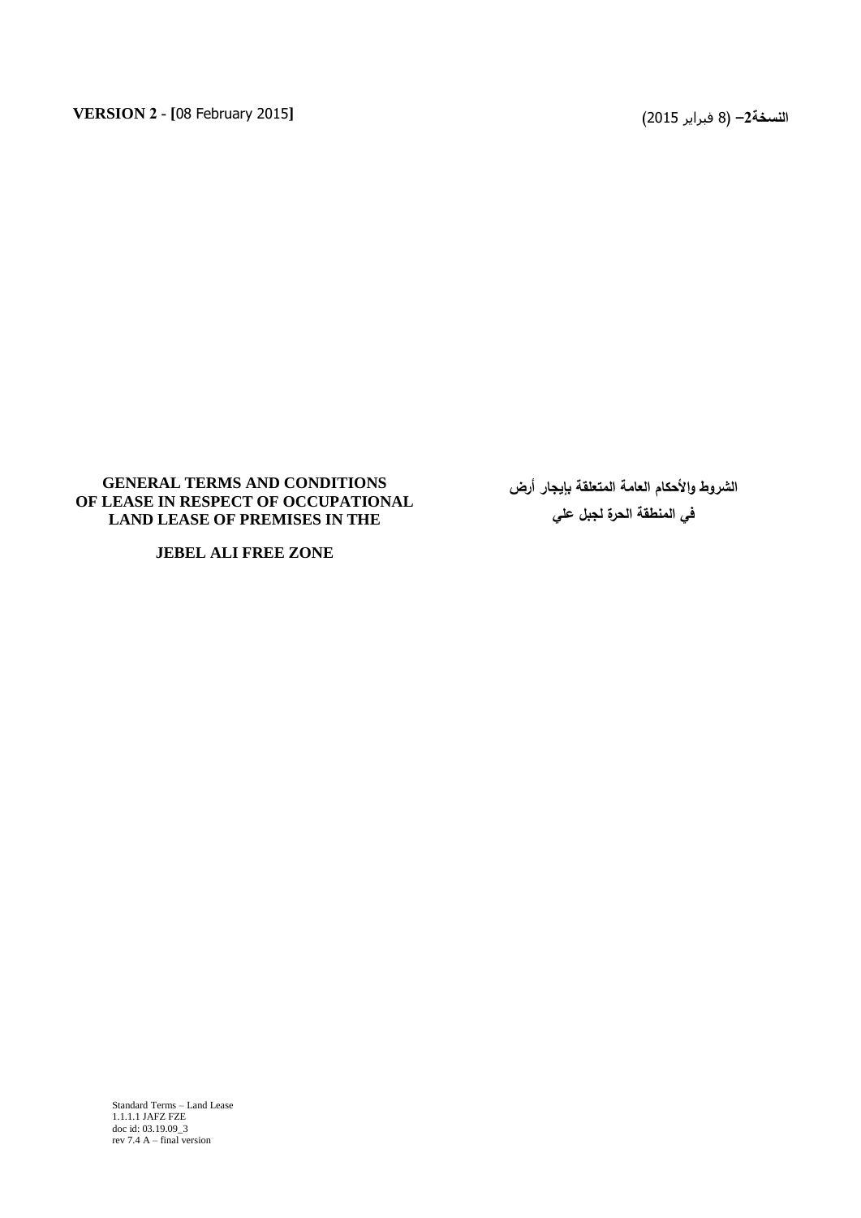**VERSION 2 - [**08 February 2015**]**

**النسخة2–** (8 فبراير 2015)

## GENERAL TERMS AND CONDITIONS OF LEASE IN RESPECT OF OCCUPATIONAL LAND LEASE OF PREMISES IN THE

## JEBEL ALI FREE ZONE

## الشروط والأحكام العامة المتعلقة بإيجار أرض في المنطقة الحرة لجبل علي

Standard Terms – Land Lease
1.1.1.1 JAFZ FZE
doc id: 03.19.09_3
rev 7.4 A – final version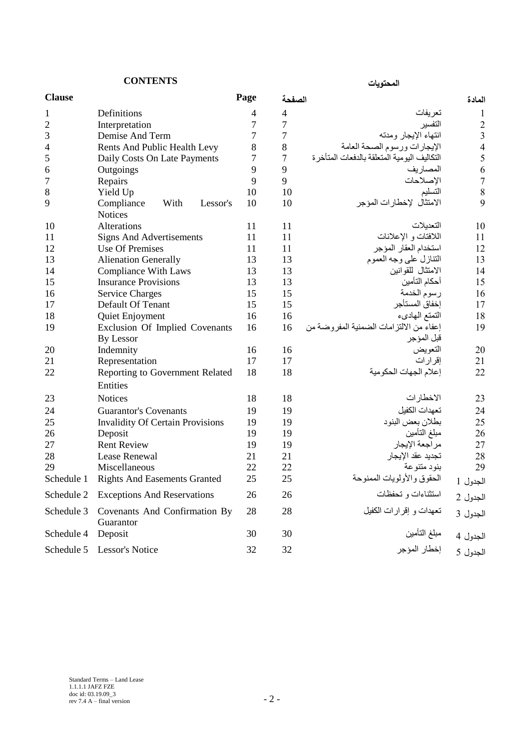| **CONTENTS** | | | | **المحتويات** | |
|---|---|---|---|---|---|
| **Clause** | | **Page** | **الصفحة** | | **المادة** |
| 1 | Definitions | 4 | 4 | تعريفات | 1 |
| 2 | Interpretation | 7 | 7 | التفسير | 2 |
| 3 | Demise And Term | 7 | 7 | انتهاء الإيجار ومدته | 3 |
| 4 | Rents And Public Health Levy | 8 | 8 | الإيجارات ورسوم الصحة العامة | 4 |
| 5 | Daily Costs On Late Payments | 7 | 7 | التكاليف اليومية المتعلقة بالدفعات المتأخرة | 5 |
| 6 | Outgoings | 9 | 9 | المصاريف | 6 |
| 7 | Repairs | 9 | 9 | الإصلاحات | 7 |
| 8 | Yield Up | 10 | 10 | التسليم | 8 |
| 9 | Compliance With Lessor's Notices | 10 | 10 | الامتثال لإخطارات المؤجر | 9 |
| 10 | Alterations | 11 | 11 | التعديلات | 10 |
| 11 | Signs And Advertisements | 11 | 11 | اللافتات و الإعلانات | 11 |
| 12 | Use Of Premises | 11 | 11 | استخدام العقار المؤجر | 12 |
| 13 | Alienation Generally | 13 | 13 | التنازل على وجه العموم | 13 |
| 14 | Compliance With Laws | 13 | 13 | الامتثال للقوانين | 14 |
| 15 | Insurance Provisions | 13 | 13 | أحكام التأمين | 15 |
| 16 | Service Charges | 15 | 15 | رسوم الخدمة | 16 |
| 17 | Default Of Tenant | 15 | 15 | إخفاق المستأجر | 17 |
| 18 | Quiet Enjoyment | 16 | 16 | التمتع الهادىء | 18 |
| 19 | Exclusion Of Implied Covenants By Lessor | 16 | 16 | إعفاء من الالتزامات الضمنية المفروضة من قبل المؤجر | 19 |
| 20 | Indemnity | 16 | 16 | التعويض | 20 |
| 21 | Representation | 17 | 17 | إقرارات | 21 |
| 22 | Reporting to Government Related Entities | 18 | 18 | إعلام الجهات الحكومية | 22 |
| 23 | Notices | 18 | 18 | الاخطارات | 23 |
| 24 | Guarantor's Covenants | 19 | 19 | تعهدات الكفيل | 24 |
| 25 | Invalidity Of Certain Provisions | 19 | 19 | بطلان بعض البنود | 25 |
| 26 | Deposit | 19 | 19 | مبلغ التأمين | 26 |
| 27 | Rent Review | 19 | 19 | مراجعة الإيجار | 27 |
| 28 | Lease Renewal | 21 | 21 | تجديد عقد الإيجار | 28 |
| 29 | Miscellaneous | 22 | 22 | بنود متنوعة | 29 |
| Schedule 1 | Rights And Easements Granted | 25 | 25 | الحقوق والأولويات الممنوحة | الجدول 1 |
| Schedule 2 | Exceptions And Reservations | 26 | 26 | استثناءات و تحفظات | الجدول 2 |
| Schedule 3 | Covenants And Confirmation By Guarantor | 28 | 28 | تعهدات و إقرارات الكفيل | الجدول 3 |
| Schedule 4 | Deposit | 30 | 30 | مبلغ التأمين | الجدول 4 |
| Schedule 5 | Lessor's Notice | 32 | 32 | إخطار المؤجر | الجدول 5 |

Standard Terms – Land Lease
1.1.1.1 JAFZ FZE
doc id: 03.19.09_3
rev 7.4 A – final version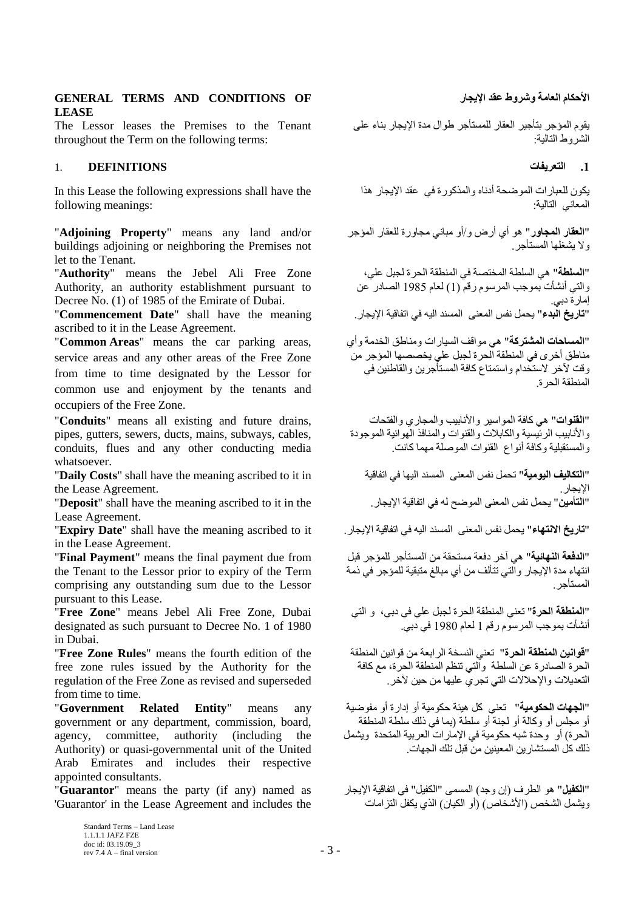## GENERAL TERMS AND CONDITIONS OF LEASE

## الأحكام العامة وشروط عقد الإيجار

The Lessor leases the Premises to the Tenant throughout the Term on the following terms:

يقوم المؤجر بتأجير العقار للمستأجر طوال مدة الإيجار بناء على الشروط التالية:

### 1. DEFINITIONS

### 1. التعريفات

In this Lease the following expressions shall have the following meanings:

يكون للعبارات الموضحة أدناه والمذكورة في عقد الإيجار هذا المعاني التالية:

"**Adjoining Property**" means any land and/or buildings adjoining or neighboring the Premises not let to the Tenant.

"**العقار المجاور**" هو أي أرض و/أو مباني مجاورة للعقار المؤجر ولا يشغلها المستأجر.

"**Authority**" means the Jebel Ali Free Zone Authority, an authority establishment pursuant to Decree No. (1) of 1985 of the Emirate of Dubai.

"**السلطة**" هي السلطة المختصة في المنطقة الحرة لجبل علي، والتي أنشأت بموجب المرسوم رقم (1) لعام 1985 الصادر عن إمارة دبي.

"**Commencement Date**" shall have the meaning ascribed to it in the Lease Agreement.

"**تاريخ البدء**" يحمل نفس المعنى المسند اليه في اتفاقية الإيجار.

"**Common Areas**" means the car parking areas, service areas and any other areas of the Free Zone from time to time designated by the Lessor for common use and enjoyment by the tenants and occupiers of the Free Zone.

"**المساحات المشتركة**" هي مواقف السيارات ومناطق الخدمة وأي مناطق أخرى في المنطقة الحرة لجبل علي يخصصها المؤجر من وقت لآخر لاستخدام واستمتاع كافة المستأجرين والقاطنين في المنطقة الحرة.

"**Conduits**" means all existing and future drains, pipes, gutters, sewers, ducts, mains, subways, cables, conduits, flues and any other conducting media whatsoever.

"**القنوات**" هي كافة المواسير والأنابيب والمجاري والفتحات والأنابيب الرئيسية والكابلات والقنوات والمنافذ الهوائية الموجودة والمستقبلية وكافة أنواع القنوات الموصلة مهما كانت.

"**Daily Costs**" shall have the meaning ascribed to it in the Lease Agreement.

"**التكاليف اليومية**" تحمل نفس المعنى المسند اليها في اتفاقية الإيجار.

"**Deposit**" shall have the meaning ascribed to it in the Lease Agreement.

"**التأمين**" يحمل نفس المعنى الموضح له في اتفاقية الإيجار.

"**Expiry Date**" shall have the meaning ascribed to it in the Lease Agreement.

"**تاريخ الانتهاء**" يحمل نفس المعنى المسند اليه في اتفاقية الإيجار.

"**Final Payment**" means the final payment due from the Tenant to the Lessor prior to expiry of the Term comprising any outstanding sum due to the Lessor pursuant to this Lease.

"**الدفعة النهائية**" هي آخر دفعة مستحقة من المستأجر للمؤجر قبل انتهاء مدة الإيجار والتي تتألف من أي مبالغ متبقية للمؤجر في ذمة المستأجر.

"**Free Zone**" means Jebel Ali Free Zone, Dubai designated as such pursuant to Decree No. 1 of 1980 in Dubai.

"**المنطقة الحرة**" تعني المنطقة الحرة لجبل علي في دبي، و التي أنشأت بموجب المرسوم رقم 1 لعام 1980 في دبي.

"**Free Zone Rules**" means the fourth edition of the free zone rules issued by the Authority for the regulation of the Free Zone as revised and superseded from time to time.

"**قوانين المنطقة الحرة**" تعني النسخة الرابعة من قوانين المنطقة الحرة الصادرة عن السلطة والتي تنظم المنطقة الحرة، مع كافة التعديلات والإحلالات التي تجري عليها من حين لآخر.

"**Government Related Entity**" means any government or any department, commission, board, agency, committee, authority (including the Authority) or quasi-governmental unit of the United Arab Emirates and includes their respective appointed consultants.

"**الجهات الحكومية**" تعني كل هيئة حكومية أو إدارة أو مفوضية أو مجلس أو وكالة أو لجنة أو سلطة (بما في ذلك سلطة المنطقة الحرة) أو وحدة شبه حكومية في الإمارات العربية المتحدة ويشمل ذلك كل المستشارين المعينين من قبل تلك الجهات.

"**Guarantor**" means the party (if any) named as 'Guarantor' in the Lease Agreement and includes the

"**الكفيل**" هو الطرف (إن وجد) المسمى "الكفيل" في اتفاقية الإيجار ويشمل الشخص (الأشخاص) (أو الكيان) الذي يكفل التزامات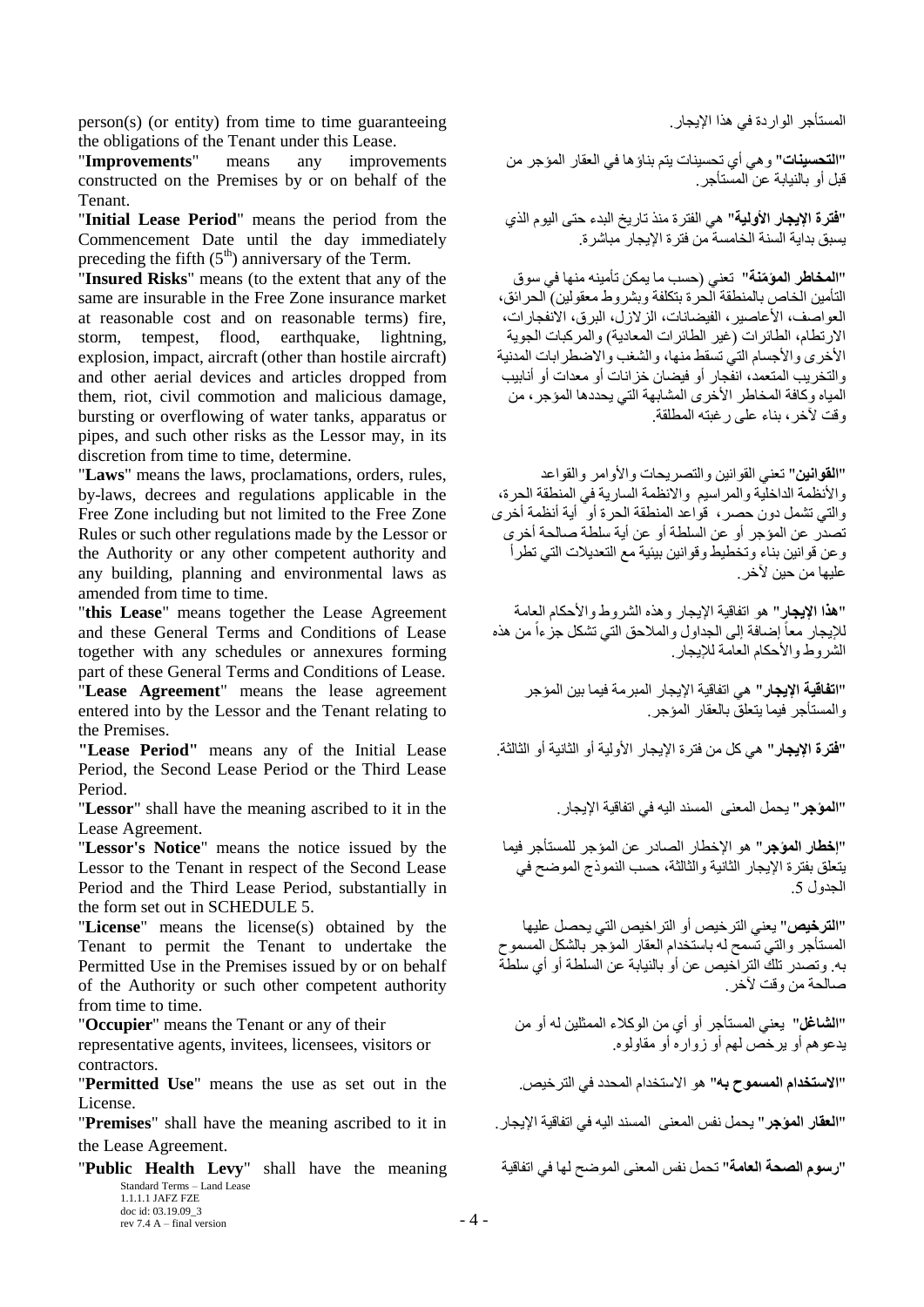person(s) (or entity) from time to time guaranteeing the obligations of the Tenant under this Lease.

المستأجر الواردة في هذا الإيجار.

"**Improvements**" means any improvements constructed on the Premises by or on behalf of the Tenant.

"**التحسينات**" وهي أي تحسينات يتم بناؤها في العقار المؤجر من قبل أو بالنيابة عن المستأجر.

"**Initial Lease Period**" means the period from the Commencement Date until the day immediately preceding the fifth (5th) anniversary of the Term.

"**فترة الإيجار الأولية**" هي الفترة منذ تاريخ البدء حتى اليوم الذي يسبق بداية السنة الخامسة من فترة الإيجار مباشرة.

"**Insured Risks**" means (to the extent that any of the same are insurable in the Free Zone insurance market at reasonable cost and on reasonable terms) fire, storm, tempest, flood, earthquake, lightning, explosion, impact, aircraft (other than hostile aircraft) and other aerial devices and articles dropped from them, riot, civil commotion and malicious damage, bursting or overflowing of water tanks, apparatus or pipes, and such other risks as the Lessor may, in its discretion from time to time, determine.

"**المخاطر المؤمّنة**" تعني (حسب ما يمكن تأمينه منها في سوق التأمين الخاص بالمنطقة الحرة بتكلفة وبشروط معقولين) الحرائق، العواصف، الأعاصير، الفيضانات، الزلازل، البرق، الانفجارات، الارتطام، الطائرات (غير الطائرات المعادية) والمركبات الجوية الأخرى والأجسام التي تسقط منها، والشغب والاضطرابات المدنية والتخريب المتعمد، انفجار أو فيضان خزانات أو معدات أو أنابيب المياه وكافة المخاطر الأخرى المشابهة التي يحددها المؤجر، من وقت لآخر، بناء على رغبته المطلقة.

"**Laws**" means the laws, proclamations, orders, rules, by-laws, decrees and regulations applicable in the Free Zone including but not limited to the Free Zone Rules or such other regulations made by the Lessor or the Authority or any other competent authority and any building, planning and environmental laws as amended from time to time.

"**القوانين**" تعني القوانين والتصريحات والأوامر والقواعد والأنظمة الداخلية والمراسيم والانظمة السارية في المنطقة الحرة، والتي تشمل دون حصر، قواعد المنطقة الحرة أو أية أنظمة أخرى تصدر عن المؤجر أو عن السلطة أو عن أية سلطة صالحة أخرى وعن قوانين بناء وتخطيط وقوانين بيئية مع التعديلات التي تطرأ عليها من حين لآخر.

"**this Lease**" means together the Lease Agreement and these General Terms and Conditions of Lease together with any schedules or annexures forming part of these General Terms and Conditions of Lease.

"**هذا الإيجار**" هو اتفاقية الإيجار وهذه الشروط والأحكام العامة للإيجار معاً إضافة إلى الجداول والملاحق التي تشكل جزءاً من هذه الشروط والأحكام العامة للإيجار.

"**Lease Agreement**" means the lease agreement entered into by the Lessor and the Tenant relating to the Premises.

"**اتفاقية الإيجار**" هي اتفاقية الإيجار المبرمة فيما بين المؤجر والمستأجر فيما يتعلق بالعقار المؤجر.

"**Lease Period**" means any of the Initial Lease Period, the Second Lease Period or the Third Lease Period.

"**فترة الإيجار**" هي كل من فترة الإيجار الأولية أو الثانية أو الثالثة.

"**Lessor**" shall have the meaning ascribed to it in the Lease Agreement.

"**المؤجر**" يحمل المعنى المسند اليه في اتفاقية الإيجار.

"**Lessor's Notice**" means the notice issued by the Lessor to the Tenant in respect of the Second Lease Period and the Third Lease Period, substantially in the form set out in SCHEDULE 5.

"**إخطار المؤجر**" هو الإخطار الصادر عن المؤجر للمستأجر فيما يتعلق بفترة الإيجار الثانية والثالثة، حسب النموذج الموضح في الجدول 5.

"**License**" means the license(s) obtained by the Tenant to permit the Tenant to undertake the Permitted Use in the Premises issued by or on behalf of the Authority or such other competent authority from time to time.

"**الترخيص**" يعني الترخيص أو التراخيص التي يحصل عليها المستأجر والتي تسمح له باستخدام العقار المؤجر بالشكل المسموح به. وتصدر تلك التراخيص عن أو بالنيابة عن السلطة أو أي سلطة صالحة من وقت لآخر.

"**Occupier**" means the Tenant or any of their representative agents, invitees, licensees, visitors or contractors.

"**الشاغل**" يعني المستأجر أو أي من الوكلاء الممثلين له أو من يدعوهم أو يرخص لهم أو زواره أو مقاولوه.

"**Permitted Use**" means the use as set out in the License.

"**الاستخدام المسموح به**" هو الاستخدام المحدد في الترخيص.

"**Premises**" shall have the meaning ascribed to it in the Lease Agreement.

"**العقار المؤجر**" يحمل نفس المعنى المسند اليه في اتفاقية الإيجار.

"**Public Health Levy**" shall have the meaning

"**رسوم الصحة العامة**" تحمل نفس المعنى الموضح لها في اتفاقية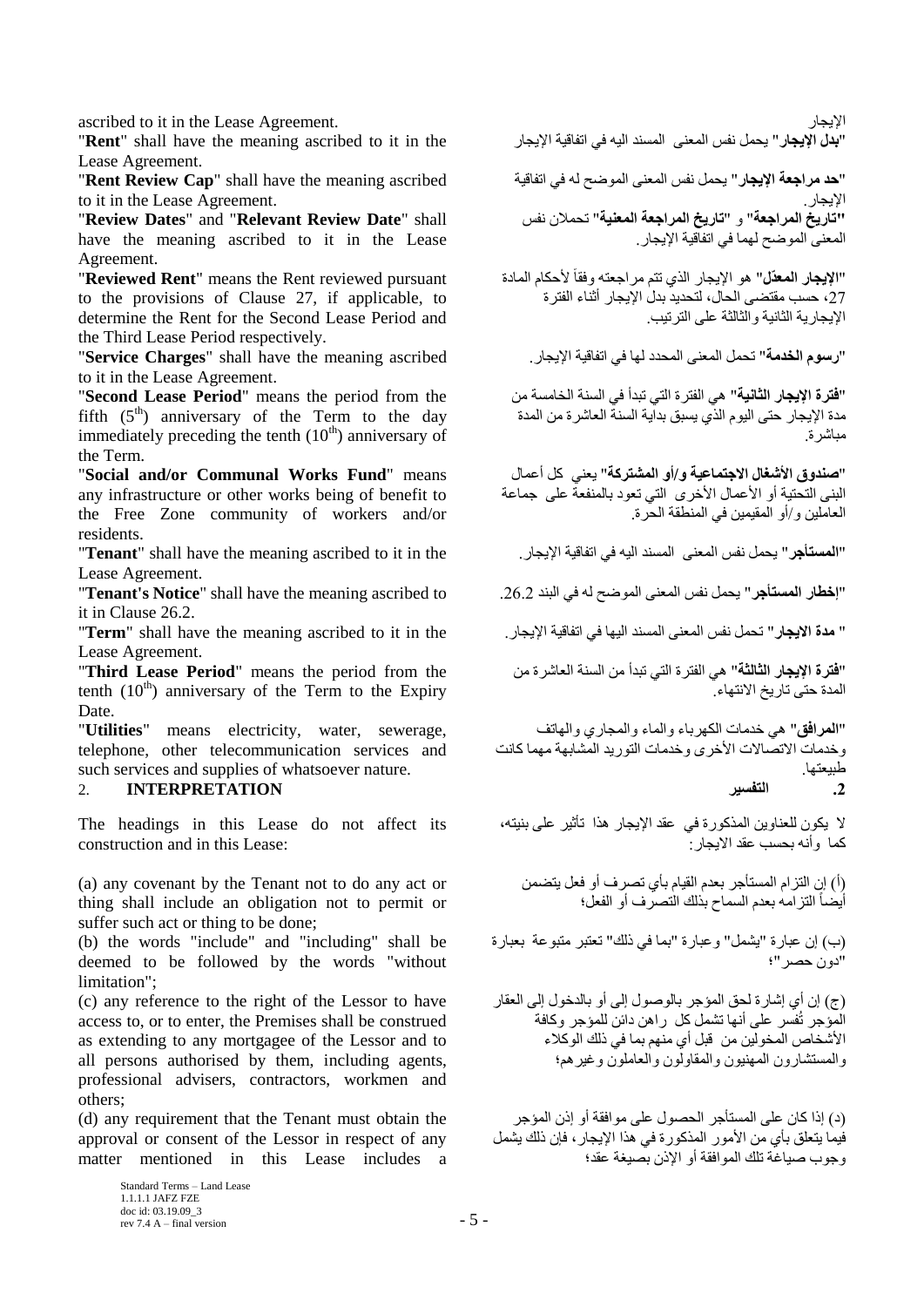ascribed to it in the Lease Agreement.

الإيجار

"**Rent**" shall have the meaning ascribed to it in the Lease Agreement.

"**بدل الإيجار**" يحمل نفس المعنى المسند اليه في اتفاقية الإيجار

"**Rent Review Cap**" shall have the meaning ascribed to it in the Lease Agreement.

"**حد مراجعة الإيجار**" يحمل نفس المعنى الموضح له في اتفاقية الإيجار.

"**Review Dates**" and "**Relevant Review Date**" shall have the meaning ascribed to it in the Lease Agreement.

"**تاريخ المراجعة**" و "**تاريخ المراجعة المعنية**" تحملان نفس المعنى الموضح لهما في اتفاقية الإيجار.

"**Reviewed Rent**" means the Rent reviewed pursuant to the provisions of Clause 27, if applicable, to determine the Rent for the Second Lease Period and the Third Lease Period respectively.

"**الإيجار المعدّل**" هو الإيجار الذي تتم مراجعته وفقاً لأحكام المادة 27، حسب مقتضى الحال، لتحديد بدل الإيجار أثناء الفترة الإيجارية الثانية والثالثة على الترتيب.

"**Service Charges**" shall have the meaning ascribed to it in the Lease Agreement.

"**رسوم الخدمة**" تحمل المعنى المحدد لها في اتفاقية الإيجار.

"**Second Lease Period**" means the period from the fifth (5th) anniversary of the Term to the day immediately preceding the tenth (10th) anniversary of the Term.

"**فترة الإيجار الثانية**" هي الفترة التي تبدأ في السنة الخامسة من مدة الإيجار حتى اليوم الذي يسبق بداية السنة العاشرة من المدة مباشرة.

"**Social and/or Communal Works Fund**" means any infrastructure or other works being of benefit to the Free Zone community of workers and/or residents.

"**صندوق الأشغال الاجتماعية و/أو المشتركة**" يعني كل أعمال البنى التحتية أو الأعمال الأخرى التي تعود بالمنفعة على جماعة العاملين و/أو المقيمين في المنطقة الحرة.

"**Tenant**" shall have the meaning ascribed to it in the Lease Agreement.

"**المستأجر**" يحمل نفس المعنى المسند اليه في اتفاقية الإيجار.

"**Tenant's Notice**" shall have the meaning ascribed to it in Clause 26.2.

"**إخطار المستأجر**" يحمل نفس المعنى الموضح له في البند 26.2.

"**Term**" shall have the meaning ascribed to it in the Lease Agreement.

"**مدة الايجار**" تحمل نفس المعنى المسند اليها في اتفاقية الإيجار.

"**Third Lease Period**" means the period from the tenth (10th) anniversary of the Term to the Expiry Date.

"**فترة الإيجار الثالثة**" هي الفترة التي تبدأ من السنة العاشرة من المدة حتى تاريخ الانتهاء.

"**Utilities**" means electricity, water, sewerage, telephone, other telecommunication services and such services and supplies of whatsoever nature.

"**المرافق**" هي خدمات الكهرباء والماء والمجاري والهاتف وخدمات الاتصالات الأخرى وخدمات التوريد المشابهة مهما كانت طبيعتها.

## 2. INTERPRETATION

## 2. التفسير

The headings in this Lease do not affect its construction and in this Lease:

لا يكون للعناوين المذكورة في عقد الإيجار هذا تأثير على بنيته، كما وأنه بحسب عقد الايجار:

(a) any covenant by the Tenant not to do any act or thing shall include an obligation not to permit or suffer such act or thing to be done;

(أ) إن التزام المستأجر بعدم القيام بأي تصرف أو فعل يتضمن أيضاً التزامه بعدم السماح بذلك التصرف أو الفعل؛

(b) the words "include" and "including" shall be deemed to be followed by the words "without limitation";

(ب) إن عبارة "يشمل" وعبارة "بما في ذلك" تعتبر متبوعة بعبارة "دون حصر"؛

(c) any reference to the right of the Lessor to have access to, or to enter, the Premises shall be construed as extending to any mortgagee of the Lessor and to all persons authorised by them, including agents, professional advisers, contractors, workmen and others;

(ج) إن أي إشارة لحق المؤجر بالوصول إلى أو بالدخول إلى العقار المؤجر تُفسر على أنها تشمل كل راهن دائن للمؤجر وكافة الأشخاص المخولين من قبل أي منهم بما في ذلك الوكلاء والمستشارون المهنيون والمقاولون والعاملون وغيرهم؛

(d) any requirement that the Tenant must obtain the approval or consent of the Lessor in respect of any matter mentioned in this Lease includes a

(د) إذا كان على المستأجر الحصول على موافقة أو إذن المؤجر فيما يتعلق بأي من الأمور المذكورة في هذا الإيجار، فإن ذلك يشمل وجوب صياغة تلك الموافقة أو الإذن بصيغة عقد؛

Standard Terms – Land Lease
1.1.1.1 JAFZ FZE
doc id: 03.19.09_3
rev 7.4 A – final version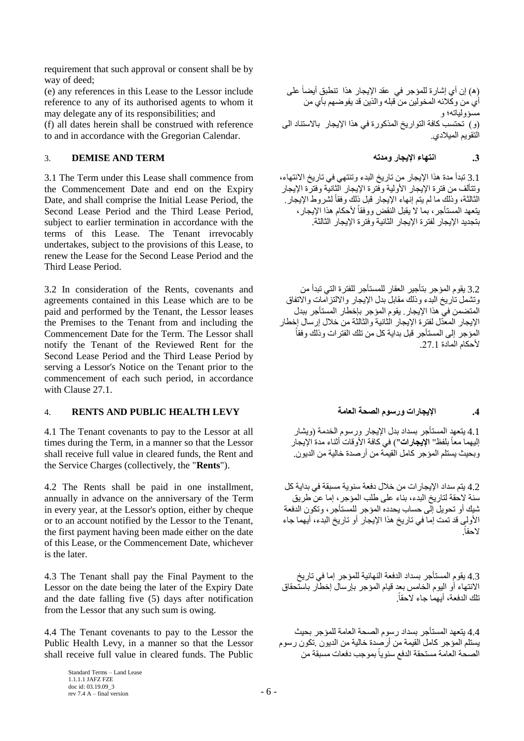requirement that such approval or consent shall be by way of deed;

(e) any references in this Lease to the Lessor include reference to any of its authorised agents to whom it may delegate any of its responsibilities; and

(f) all dates herein shall be construed with reference to and in accordance with the Gregorian Calendar.

(هـ) إن أي إشارة للمؤجر في عقد الإيجار هذا تنطبق أيضاً على أي من وكلائه المخولين من قبله والذين قد يفوضهم بأي من مسؤولياته؛ و

(و) تحتسب كافة التواريخ المذكورة في هذا الإيجار بالاستناد الى التقويم الميلادي.

## 3. DEMISE AND TERM

## .3 انتهاء الإيجار ومدته

3.1 The Term under this Lease shall commence from the Commencement Date and end on the Expiry Date, and shall comprise the Initial Lease Period, the Second Lease Period and the Third Lease Period, subject to earlier termination in accordance with the terms of this Lease. The Tenant irrevocably undertakes, subject to the provisions of this Lease, to renew the Lease for the Second Lease Period and the Third Lease Period.

3.1 تبدأ مدة هذا الإيجار من تاريخ البدء وتنتهي في تاريخ الانتهاء، وتتألف من فترة الإيجار الأولية وفترة الإيجار الثانية وفترة الإيجار الثالثة، وذلك ما لم يتم إنهاء الإيجار قبل ذلك وفقاً لشروط هذا الإيجار. يتعهد المستأجر، بما لا يقبل النقض ووفقاً لأحكام هذا الإيجار، بتجديد الإيجار لفترة الإيجار الثانية وفترة الإيجار الثالثة.

3.2 In consideration of the Rents, covenants and agreements contained in this Lease which are to be paid and performed by the Tenant, the Lessor leases the Premises to the Tenant from and including the Commencement Date for the Term. The Lessor shall notify the Tenant of the Reviewed Rent for the Second Lease Period and the Third Lease Period by serving a Lessor's Notice on the Tenant prior to the commencement of each such period, in accordance with Clause 27.1.

3.2 يقوم المؤجر بتأجير العقار للمستأجر للفترة التي تبدأ من وتشمل تاريخ البدء وذلك مقابل بدل الإيجار والالتزامات والاتفاق المتضمن في هذا الإيجار. يقوم المؤجر بإخطار المستأجر ببدل الإيجار المعدّل لفترة الإيجار الثانية والثالثة من خلال إرسال إخطار المؤجر إلى المستأجر قبل بداية كل من تلك الفترات وذلك وفقاً لأحكام المادة 27.1.

## 4. RENTS AND PUBLIC HEALTH LEVY

## .4 الإيجارات ورسوم الصحة العامة

4.1 The Tenant covenants to pay to the Lessor at all times during the Term, in a manner so that the Lessor shall receive full value in cleared funds, the Rent and the Service Charges (collectively, the "**Rents**").

4.1 يتعهد المستأجر بسداد بدل الإيجار ورسوم الخدمة (ويشار إليهما معاً بلفظ" **الإيجارات**") في كافة الأوقات أثناء مدة الإيجار وبحيث يستلم المؤجر كامل القيمة من أرصدة خالية من الديون.

4.2 The Rents shall be paid in one installment, annually in advance on the anniversary of the Term in every year, at the Lessor's option, either by cheque or to an account notified by the Lessor to the Tenant, the first payment having been made either on the date of this Lease, or the Commencement Date, whichever is the later.

4.2 يتم سداد الإيجارات من خلال دفعة سنوية مسبقة في بداية كل سنة لاحقة لتاريخ البدء، بناء على طلب المؤجر، إما عن طريق شيك أو تحويل إلى حساب يحدده المؤجر للمستأجر، وتكون الدفعة الأولى قد تمت إما في تاريخ هذا الإيجار أو تاريخ البدء، أيهما جاء لاحقاً.

4.3 The Tenant shall pay the Final Payment to the Lessor on the date being the later of the Expiry Date and the date falling five (5) days after notification from the Lessor that any such sum is owing.

4.3 يقوم المستأجر بسداد الدفعة النهائية للمؤجر إما في تاريخ الانتهاء أو اليوم الخامس بعد قيام المؤجر بإرسال إخطار باستحقاق تلك الدفعة، أيهما جاء لاحقاً.

4.4 The Tenant covenants to pay to the Lessor the Public Health Levy, in a manner so that the Lessor shall receive full value in cleared funds. The Public

4.4 يتعهد المستأجر بسداد رسوم الصحة العامة للمؤجر بحيث يستلم المؤجر كامل القيمة من أرصدة خالية من الديون .تكون رسوم الصحة العامة مستحقة الدفع سنوياً بموجب دفعات مسبقة من

Standard Terms – Land Lease
1.1.1.1 JAFZ FZE
doc id: 03.19.09_3
rev 7.4 A – final version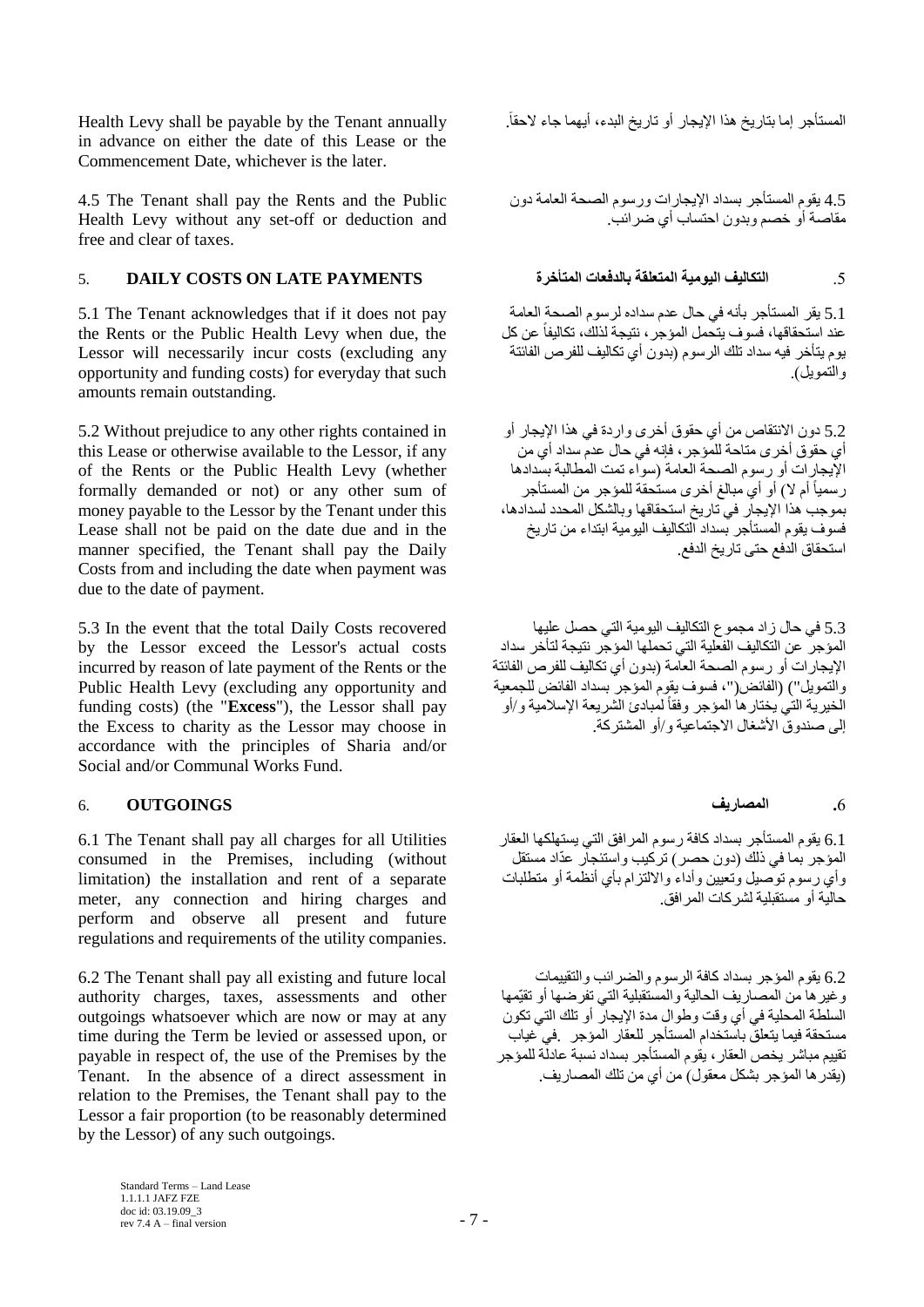Health Levy shall be payable by the Tenant annually in advance on either the date of this Lease or the Commencement Date, whichever is the later.

المستأجر إما بتاريخ هذا الإيجار أو تاريخ البدء، أيهما جاء لاحقاً.

4.5 The Tenant shall pay the Rents and the Public Health Levy without any set-off or deduction and free and clear of taxes.

4.5 يقوم المستأجر بسداد الإيجارات ورسوم الصحة العامة دون مقاصة أو خصم وبدون احتساب أي ضرائب.

## 5. DAILY COSTS ON LATE PAYMENTS

## .5 التكاليف اليومية المتعلقة بالدفعات المتأخرة

5.1 The Tenant acknowledges that if it does not pay the Rents or the Public Health Levy when due, the Lessor will necessarily incur costs (excluding any opportunity and funding costs) for everyday that such amounts remain outstanding.

5.1 يقر المستأجر بأنه في حال عدم سداده لرسوم الصحة العامة عند استحقاقها، فسوف يتحمل المؤجر، نتيجة لذلك، تكاليفاً عن كل يوم يتأخر فيه سداد تلك الرسوم (بدون أي تكاليف للفرص الفائتة والتمويل).

5.2 Without prejudice to any other rights contained in this Lease or otherwise available to the Lessor, if any of the Rents or the Public Health Levy (whether formally demanded or not) or any other sum of money payable to the Lessor by the Tenant under this Lease shall not be paid on the date due and in the manner specified, the Tenant shall pay the Daily Costs from and including the date when payment was due to the date of payment.

5.2 دون الانتقاص من أي حقوق أخرى واردة في هذا الإيجار أو أي حقوق أخرى متاحة للمؤجر، فإنه في حال عدم سداد أي من الإيجارات أو رسوم الصحة العامة (سواء تمت المطالبة بسدادها رسمياً أم لا) أو أي مبالغ أخرى مستحقة للمؤجر من المستأجر بموجب هذا الإيجار في تاريخ استحقاقها وبالشكل المحدد لسدادها، فسوف يقوم المستأجر بسداد التكاليف اليومية ابتداء من تاريخ استحقاق الدفع حتى تاريخ الدفع.

5.3 In the event that the total Daily Costs recovered by the Lessor exceed the Lessor's actual costs incurred by reason of late payment of the Rents or the Public Health Levy (excluding any opportunity and funding costs) (the "**Excess**"), the Lessor shall pay the Excess to charity as the Lessor may choose in accordance with the principles of Sharia and/or Social and/or Communal Works Fund.

5.3 في حال زاد مجموع التكاليف اليومية التي حصل عليها المؤجر عن التكاليف الفعلية التي تحملها المؤجر نتيجة لتأخر سداد الإيجارات أو رسوم الصحة العامة (بدون أي تكاليف للفرص الفائتة والتمويل") (الفائض("، فسوف يقوم المؤجر بسداد الفائض للجمعية الخيرية التي يختارها المؤجر وفقاً لمبادئ الشريعة الإسلامية و/أو إلى صندوق الأشغال الاجتماعية و/أو المشتركة.

## 6. OUTGOINGS

## .6 المصاريف

6.1 The Tenant shall pay all charges for all Utilities consumed in the Premises, including (without limitation) the installation and rent of a separate meter, any connection and hiring charges and perform and observe all present and future regulations and requirements of the utility companies.

6.1 يقوم المستأجر بسداد كافة رسوم المرافق التي يستهلكها العقار المؤجر بما في ذلك (دون حصر) تركيب واستئجار عدّاد مستقل وأي رسوم توصيل وتعيين وأداء والالتزام بأي أنظمة أو متطلبات حالية أو مستقبلية لشركات المرافق.

6.2 The Tenant shall pay all existing and future local authority charges, taxes, assessments and other outgoings whatsoever which are now or may at any time during the Term be levied or assessed upon, or payable in respect of, the use of the Premises by the Tenant. In the absence of a direct assessment in relation to the Premises, the Tenant shall pay to the Lessor a fair proportion (to be reasonably determined by the Lessor) of any such outgoings.

6.2 يقوم المؤجر بسداد كافة الرسوم والضرائب والتقييمات وغيرها من المصاريف الحالية والمستقبلية التي تفرضها أو تقيّمها السلطة المحلية في أي وقت وطوال مدة الإيجار أو تلك التي تكون مستحقة فيما يتعلق باستخدام المستأجر للعقار المؤجر .في غياب تقييم مباشر يخص العقار، يقوم المستأجر بسداد نسبة عادلة للمؤجر (يقدرها المؤجر بشكل معقول) من أي من تلك المصاريف.

Standard Terms – Land Lease
1.1.1.1 JAFZ FZE
doc id: 03.19.09_3
rev 7.4 A – final version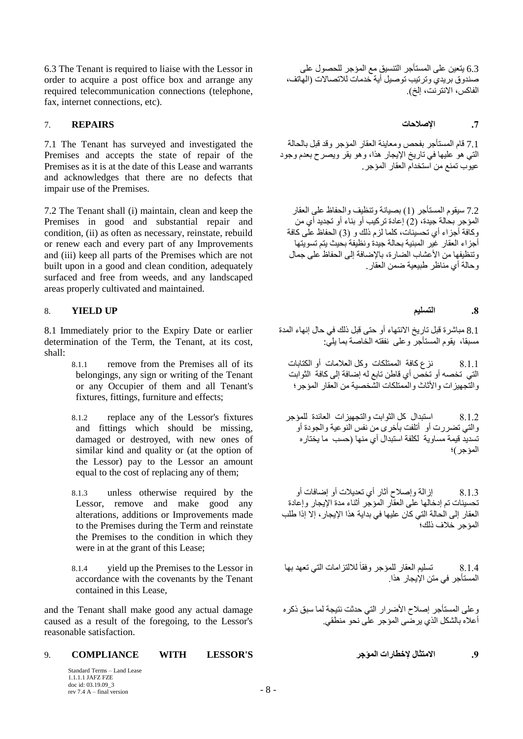6.3 The Tenant is required to liaise with the Lessor in order to acquire a post office box and arrange any required telecommunication connections (telephone, fax, internet connections, etc).

6.3 يتعين على المستأجر التنسيق مع المؤجر للحصول على صندوق بريدي وترتيب توصيل أية خدمات للاتصالات (الهاتف، الفاكس، الانترنت، إلخ).

## 7. REPAIRS

## .7 الإصلاحات

7.1 The Tenant has surveyed and investigated the Premises and accepts the state of repair of the Premises as it is at the date of this Lease and warrants and acknowledges that there are no defects that impair use of the Premises.

7.1 قام المستأجر بفحص ومعاينة العقار المؤجر وقد قبل بالحالة التي هو عليها في تاريخ الإيجار هذا، وهو يقر ويصرح بعدم وجود عيوب تمنع من استخدام العقار المؤجر.

7.2 The Tenant shall (i) maintain, clean and keep the Premises in good and substantial repair and condition, (ii) as often as necessary, reinstate, rebuild or renew each and every part of any Improvements and (iii) keep all parts of the Premises which are not built upon in a good and clean condition, adequately surfaced and free from weeds, and any landscaped areas properly cultivated and maintained.

7.2 سيقوم المستأجر (1) بصيانة وتنظيف والحفاظ على العقار المؤجر بحالة جيدة، (2) إعادة تركيب أو بناء أو تجديد أي من وكافة أجزاء أي تحسينات، كلما لزم ذلك و (3) الحفاظ على كافة أجزاء العقار غير المبنية بحالة جيدة ونظيفة بحيث يتم تسويتها وتنظيفها من الأعشاب الضارة، بالإضافة إلى الحفاظ على جمال وحالة أي مناظر طبيعية ضمن العقار.

## 8. YIELD UP

## .8 التسليم

8.1 Immediately prior to the Expiry Date or earlier determination of the Term, the Tenant, at its cost, shall:

8.1 مباشرة قبل تاريخ الانتهاء أو حتى قبل ذلك في حال إنهاء المدة مسبقاً، يقوم المستأجر وعلى نفقته الخاصة بما يلي:

8.1.1 remove from the Premises all of its belongings, any sign or writing of the Tenant or any Occupier of them and all Tenant's fixtures, fittings, furniture and effects;

8.1.1 نزع كافة الممتلكات وكل العلامات أو الكتابات التي تخصه أو تخص أي قاطن تابع له إضافة إلى كافة الثوابت والتجهيزات والأثاث والممتلكات الشخصية من العقار المؤجر؛

8.1.2 replace any of the Lessor's fixtures and fittings which should be missing, damaged or destroyed, with new ones of similar kind and quality or (at the option of the Lessor) pay to the Lessor an amount equal to the cost of replacing any of them;

8.1.2 استبدال كل الثوابت والتجهيزات العائدة للمؤجر والتي تضررت أو أتلفت بأخرى من نفس النوعية والجودة أو تسديد قيمة مساوية لكلفة استبدال أي منها (حسب ما يختاره المؤجر)؛

8.1.3 unless otherwise required by the Lessor, remove and make good any alterations, additions or Improvements made to the Premises during the Term and reinstate the Premises to the condition in which they were in at the grant of this Lease;

8.1.3 إزالة وإصلاح آثار أي تعديلات أو إضافات أو تحسينات تم إدخالها على العقار المؤجر أثناء مدة الإيجار وإعادة العقار إلى الحالة التي كان عليها في بداية هذا الإيجار، إلا إذا طلب المؤجر خلاف ذلك؛

8.1.4 yield up the Premises to the Lessor in accordance with the covenants by the Tenant contained in this Lease,

8.1.4 تسليم العقار للمؤجر وفقاً للالتزامات التي تعهد بها المستأجر في متن الإيجار هذا.

and the Tenant shall make good any actual damage caused as a result of the foregoing, to the Lessor's reasonable satisfaction.

وعلى المستأجر إصلاح الأضرار التي حدثت نتيجة لما سبق ذكره أعلاه بالشكل الذي يرضى المؤجر على نحو منطقي.

## 9. COMPLIANCE WITH LESSOR'S

## .9 الامتثال لإخطارات المؤجر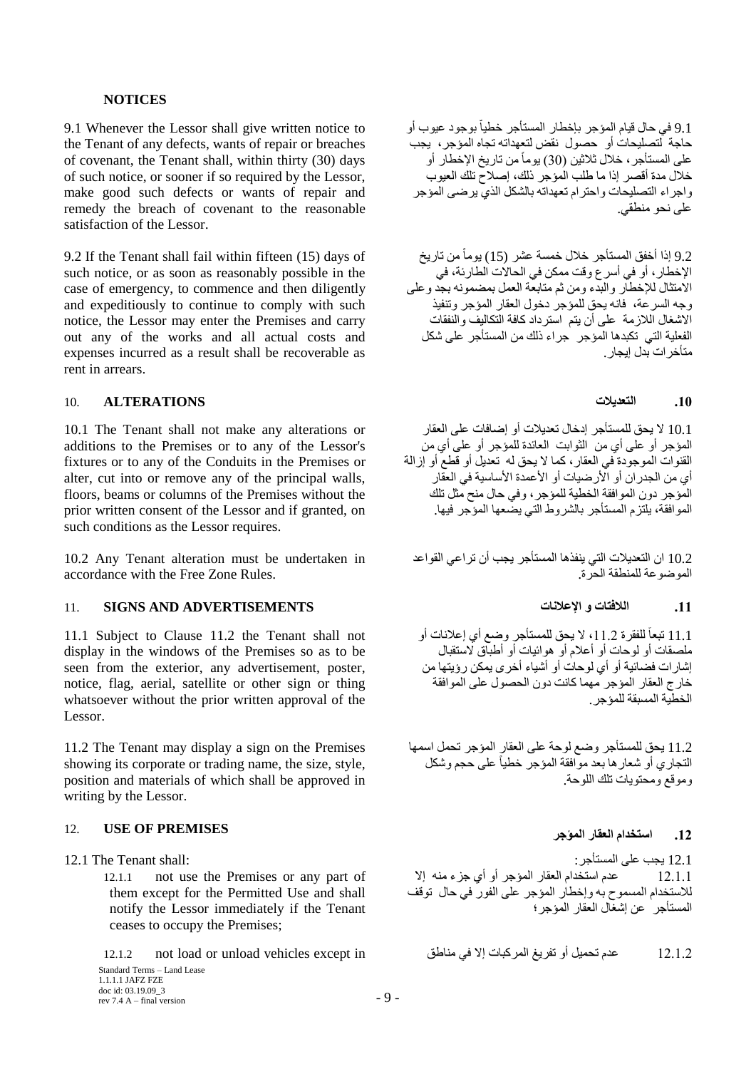**NOTICES**

9.1 Whenever the Lessor shall give written notice to the Tenant of any defects, wants of repair or breaches of covenant, the Tenant shall, within thirty (30) days of such notice, or sooner if so required by the Lessor, make good such defects or wants of repair and remedy the breach of covenant to the reasonable satisfaction of the Lessor.

9.1 في حال قيام المؤجر بإخطار المستأجر خطياً بوجود عيوب أو حاجة لتصليحات أو حصول نقض لتعهداته تجاه المؤجر، يجب على المستأجر، خلال ثلاثين (30) يوماً من تاريخ الإخطار أو خلال مدة أقصر إذا ما طلب المؤجر ذلك، إصلاح تلك العيوب واجراء التصليحات واحترام تعهداته بالشكل الذي يرضى المؤجر على نحو منطقي.

9.2 If the Tenant shall fail within fifteen (15) days of such notice, or as soon as reasonably possible in the case of emergency, to commence and then diligently and expeditiously to continue to comply with such notice, the Lessor may enter the Premises and carry out any of the works and all actual costs and expenses incurred as a result shall be recoverable as rent in arrears.

9.2 إذا أخفق المستأجر خلال خمسة عشر (15) يوماً من تاريخ الإخطار، أو في أسرع وقت ممكن في الحالات الطارئة، في الامتثال للإخطار والبدء ومن ثم متابعة العمل بمضمونه بجد وعلى وجه السرعة، فانه يحق للمؤجر دخول العقار المؤجر وتنفيذ الاشغال اللازمة على أن يتم استرداد كافة التكاليف والنفقات الفعلية التي تكبدها المؤجر جراء ذلك من المستأجر على شكل متأخرات بدل إيجار.

## 10. ALTERATIONS

## 10. التعديلات

10.1 The Tenant shall not make any alterations or additions to the Premises or to any of the Lessor's fixtures or to any of the Conduits in the Premises or alter, cut into or remove any of the principal walls, floors, beams or columns of the Premises without the prior written consent of the Lessor and if granted, on such conditions as the Lessor requires.

10.1 لا يحق للمستأجر إدخال تعديلات أو إضافات على العقار المؤجر أو على أي من الثوابت العائدة للمؤجر أو على أي من القنوات الموجودة في العقار، كما لا يحق له تعديل أو قطع أو إزالة أي من الجدران أو الأرضيات أو الأعمدة الأساسية في العقار المؤجر دون الموافقة الخطية للمؤجر، وفي حال منح مثل تلك الموافقة، يلتزم المستأجر بالشروط التي يضعها المؤجر فيها.

10.2 Any Tenant alteration must be undertaken in accordance with the Free Zone Rules.

10.2 ان التعديلات التي ينفذها المستأجر يجب أن تراعي القواعد الموضوعة للمنطقة الحرة.

## 11. SIGNS AND ADVERTISEMENTS

## 11. اللافتات و الإعلانات

11.1 Subject to Clause 11.2 the Tenant shall not display in the windows of the Premises so as to be seen from the exterior, any advertisement, poster, notice, flag, aerial, satellite or other sign or thing whatsoever without the prior written approval of the Lessor.

11.1 تبعاً للفقرة 11.2، لا يحق للمستأجر وضع أي إعلانات أو ملصقات أو لوحات أو أعلام أو هوائيات أو أطباق لاستقبال إشارات فضائية أو أي لوحات أو أشياء أخرى يمكن رؤيتها من خارج العقار المؤجر مهما كانت دون الحصول على الموافقة الخطية المسبقة للمؤجر.

11.2 The Tenant may display a sign on the Premises showing its corporate or trading name, the size, style, position and materials of which shall be approved in writing by the Lessor.

11.2 يحق للمستأجر وضع لوحة على العقار المؤجر تحمل اسمها التجاري أو شعارها بعد موافقة المؤجر خطياً على حجم وشكل وموقع ومحتويات تلك اللوحة.

## 12. USE OF PREMISES

## 12. استخدام العقار المؤجر

12.1 The Tenant shall:

12.1 يجب على المستأجر:

12.1.1 not use the Premises or any part of them except for the Permitted Use and shall notify the Lessor immediately if the Tenant ceases to occupy the Premises;

12.1.1 عدم استخدام العقار المؤجر أو أي جزء منه إلا للاستخدام المسموح به وإخطار المؤجر على الفور في حال توقف المستأجر عن إشغال العقار المؤجر؛

12.1.2 not load or unload vehicles except in

12.1.2 عدم تحميل أو تفريغ المركبات إلا في مناطق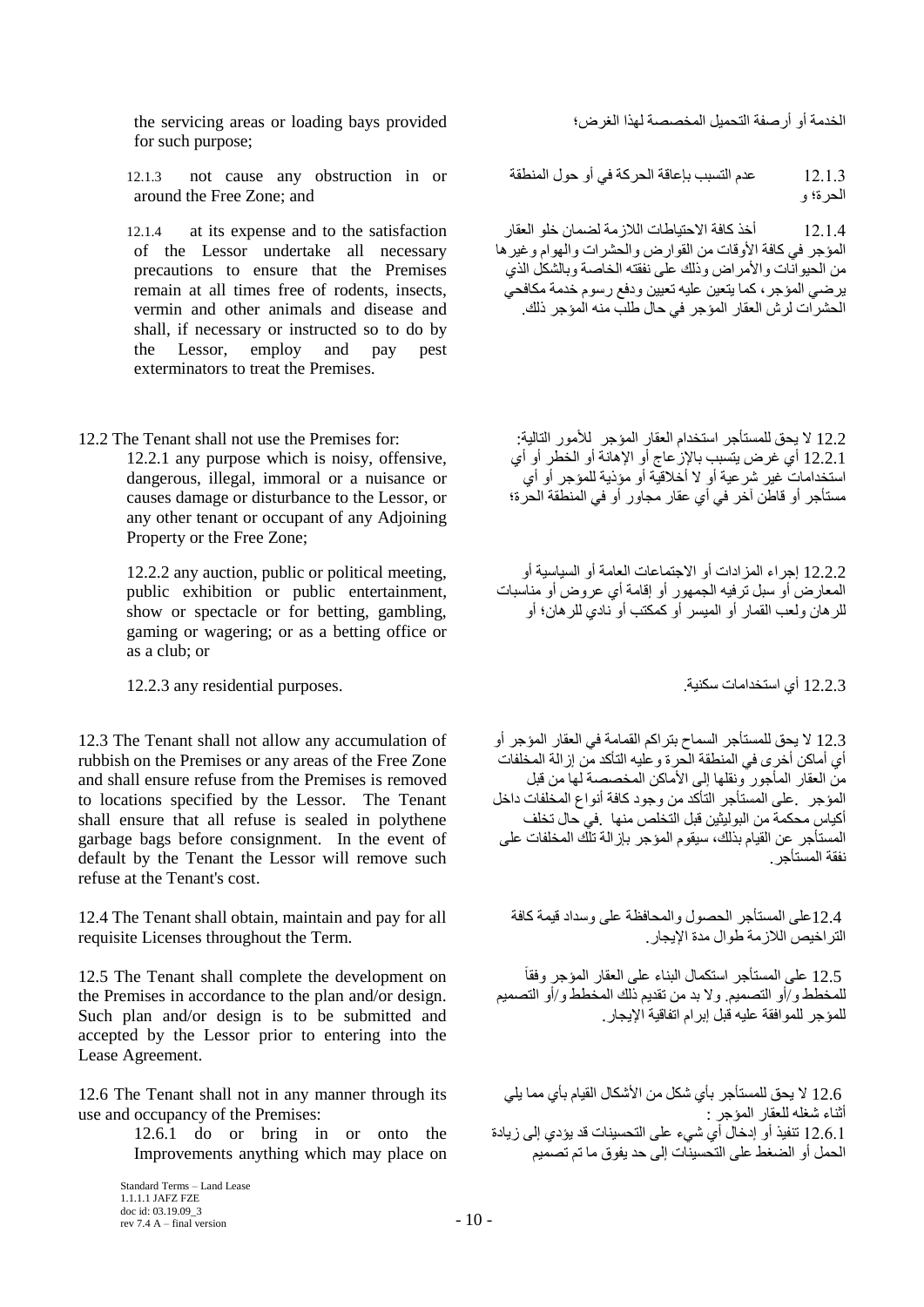the servicing areas or loading bays provided for such purpose;

الخدمة أو أرصفة التحميل المخصصة لهذا الغرض؛

12.1.3 not cause any obstruction in or around the Free Zone; and

12.1.3 عدم التسبب بإعاقة الحركة في أو حول المنطقة الحرة؛ و

12.1.4 at its expense and to the satisfaction of the Lessor undertake all necessary precautions to ensure that the Premises remain at all times free of rodents, insects, vermin and other animals and disease and shall, if necessary or instructed so to do by the Lessor, employ and pay pest exterminators to treat the Premises.

12.1.4 أخذ كافة الاحتياطات اللازمة لضمان خلو العقار المؤجر في كافة الأوقات من القوارض والحشرات والهوام وغيرها من الحيوانات والأمراض وذلك على نفقته الخاصة وبالشكل الذي يرضي المؤجر، كما يتعين عليه تعيين ودفع رسوم خدمة مكافحي الحشرات لرش العقار المؤجر في حال طلب منه المؤجر ذلك.

12.2 The Tenant shall not use the Premises for:

12.2.1 any purpose which is noisy, offensive, dangerous, illegal, immoral or a nuisance or causes damage or disturbance to the Lessor, or any other tenant or occupant of any Adjoining Property or the Free Zone;

12.2.2 any auction, public or political meeting, public exhibition or public entertainment, show or spectacle or for betting, gambling, gaming or wagering; or as a betting office or as a club; or

12.2.3 any residential purposes.

12.2 لا يحق للمستأجر استخدام العقار المؤجر للأمور التالية:

12.2.1 أي غرض يتسبب بالإزعاج أو الإهانة أو الخطر أو أي استخدامات غير شرعية أو لا أخلاقية أو مؤذية للمؤجر أو أي مستأجر أو قاطن آخر في أي عقار مجاور أو في المنطقة الحرة؛

12.2.2 إجراء المزادات أو الاجتماعات العامة أو السياسية أو المعارض أو سبل ترفيه الجمهور أو إقامة أي عروض أو مناسبات للرهان ولعب القمار أو الميسر أو كمكتب أو نادي للرهان؛ أو

12.2.3 أي استخدامات سكنية.

12.3 The Tenant shall not allow any accumulation of rubbish on the Premises or any areas of the Free Zone and shall ensure refuse from the Premises is removed to locations specified by the Lessor. The Tenant shall ensure that all refuse is sealed in polythene garbage bags before consignment. In the event of default by the Tenant the Lessor will remove such refuse at the Tenant's cost.

12.3 لا يحق للمستأجر السماح بتراكم القمامة في العقار المؤجر أو أي أماكن أخرى في المنطقة الحرة وعليه التأكد من إزالة المخلفات من العقار المأجور ونقلها إلى الأماكن المخصصة لها من قبل المؤجر .على المستأجر التأكد من وجود كافة أنواع المخلفات داخل أكياس محكمة من البوليثين قبل التخلص منها .في حال تخلف المستأجر عن القيام بذلك، سيقوم المؤجر بإزالة تلك المخلفات على نفقة المستأجر.

12.4 The Tenant shall obtain, maintain and pay for all requisite Licenses throughout the Term.

12.4على المستأجر الحصول والمحافظة على وسداد قيمة كافة التراخيص اللازمة طوال مدة الإيجار.

12.5 The Tenant shall complete the development on the Premises in accordance to the plan and/or design. Such plan and/or design is to be submitted and accepted by the Lessor prior to entering into the Lease Agreement.

12.5 على المستأجر استكمال البناء على العقار المؤجر وفقاً للمخطط و/أو التصميم. ولا بد من تقديم ذلك المخطط و/أو التصميم للمؤجر للموافقة عليه قبل إبرام اتفاقية الإيجار.

12.6 The Tenant shall not in any manner through its use and occupancy of the Premises:

12.6.1 do or bring in or onto the Improvements anything which may place on

12.6 لا يحق للمستأجر بأي شكل من الأشكال القيام بأي مما يلي أثناء شغله للعقار المؤجر :

12.6.1 تنفيذ أو إدخال أي شيء على التحسينات قد يؤدي إلى زيادة الحمل أو الضغط على التحسينات إلى حد يفوق ما تم تصميم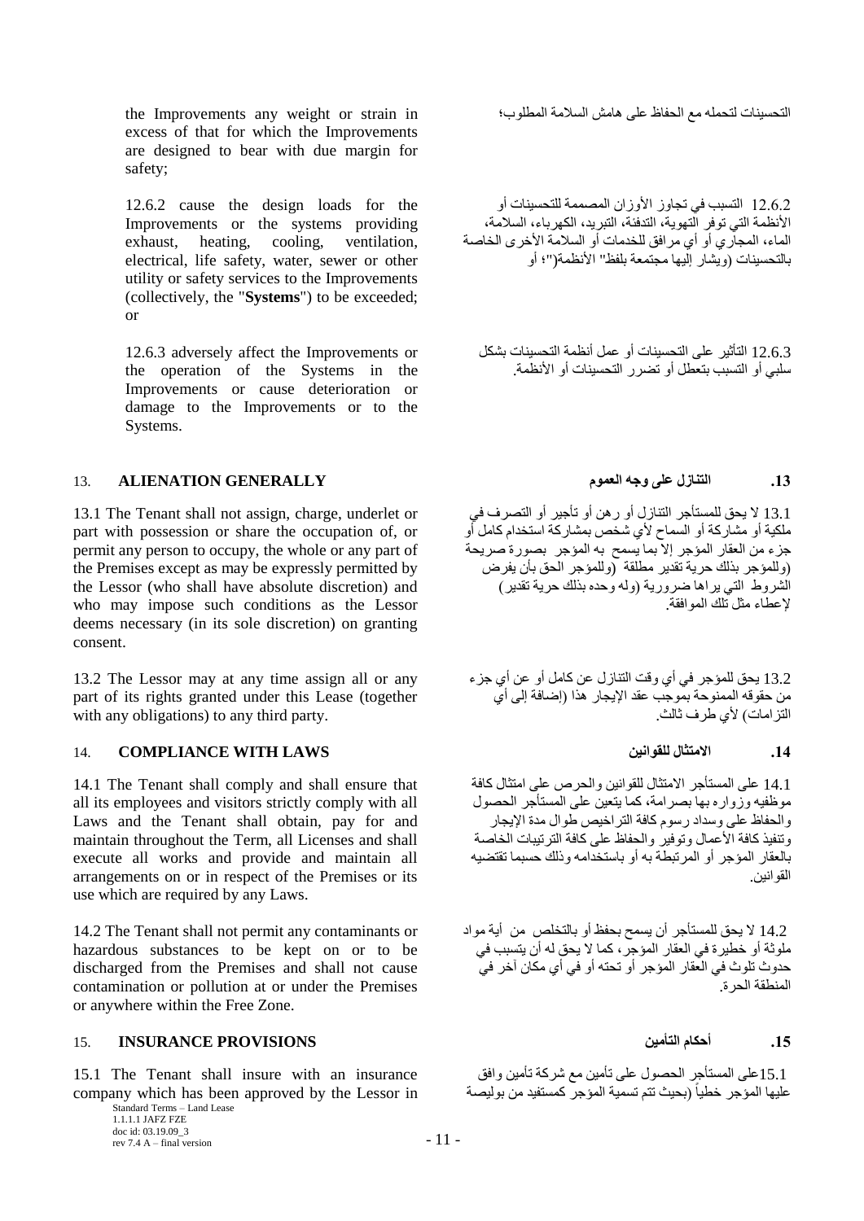the Improvements any weight or strain in excess of that for which the Improvements are designed to bear with due margin for safety;

التحسينات لتحمله مع الحفاظ على هامش السلامة المطلوب؛

12.6.2 cause the design loads for the Improvements or the systems providing exhaust, heating, cooling, ventilation, electrical, life safety, water, sewer or other utility or safety services to the Improvements (collectively, the "**Systems**") to be exceeded; or

12.6.2 التسبب في تجاوز الأوزان المصممة للتحسينات أو الأنظمة التي توفر التهوية، التدفئة، التبريد، الكهرباء، السلامة، الماء، المجاري أو أي مرافق للخدمات أو السلامة الأخرى الخاصة بالتحسينات (ويشار إليها مجتمعة بلفظ" الأنظمة(")؛ أو

12.6.3 adversely affect the Improvements or the operation of the Systems in the Improvements or cause deterioration or damage to the Improvements or to the Systems.

12.6.3 التأثير على التحسينات أو عمل أنظمة التحسينات بشكل سلبي أو التسبب بتعطل أو تضرر التحسينات أو الأنظمة.

## 13. ALIENATION GENERALLY

## .13 التنازل على وجه العموم

13.1 The Tenant shall not assign, charge, underlet or part with possession or share the occupation of, or permit any person to occupy, the whole or any part of the Premises except as may be expressly permitted by the Lessor (who shall have absolute discretion) and who may impose such conditions as the Lessor deems necessary (in its sole discretion) on granting consent.

13.1 لا يحق للمستأجر التنازل أو رهن أو تأجير أو التصرف في ملكية أو مشاركة أو السماح لأي شخص بمشاركة استخدام كامل أو جزء من العقار المؤجر إلا بما يسمح به المؤجر بصورة صريحة (وللمؤجر بذلك حرية تقدير مطلقة (وللمؤجر الحق بأن يفرض الشروط التي يراها ضرورية (وله وحده بذلك حرية تقدير) لإعطاء مثل تلك الموافقة.

13.2 The Lessor may at any time assign all or any part of its rights granted under this Lease (together with any obligations) to any third party.

13.2 يحق للمؤجر في أي وقت التنازل عن كامل أو عن أي جزء من حقوقه الممنوحة بموجب عقد الإيجار هذا (إضافة إلى أي التزامات) لأي طرف ثالث.

## 14. COMPLIANCE WITH LAWS

## .14 الامتثال للقوانين

14.1 The Tenant shall comply and shall ensure that all its employees and visitors strictly comply with all Laws and the Tenant shall obtain, pay for and maintain throughout the Term, all Licenses and shall execute all works and provide and maintain all arrangements on or in respect of the Premises or its use which are required by any Laws.

14.1 على المستأجر الامتثال للقوانين والحرص على امتثال كافة موظفيه وزواره بها بصرامة، كما يتعين على المستأجر الحصول والحفاظ على وسداد رسوم كافة التراخيص طوال مدة الإيجار وتنفيذ كافة الأعمال وتوفير والحفاظ على كافة الترتيبات الخاصة بالعقار المؤجر أو المرتبطة به أو باستخدامه وذلك حسبما تقتضيه القوانين.

14.2 The Tenant shall not permit any contaminants or hazardous substances to be kept on or to be discharged from the Premises and shall not cause contamination or pollution at or under the Premises or anywhere within the Free Zone.

14.2 لا يحق للمستأجر أن يسمح بحفظ أو بالتخلص من أية مواد ملوثة أو خطيرة في العقار المؤجر، كما لا يحق له أن يتسبب في حدوث تلوث في العقار المؤجر أو تحته أو في أي مكان آخر في المنطقة الحرة.

## 15. INSURANCE PROVISIONS

## .15 أحكام التأمين

15.1 The Tenant shall insure with an insurance company which has been approved by the Lessor in

15.1على المستأجر الحصول على تأمين مع شركة تأمين وافق عليها المؤجر خطياً (بحيث تتم تسمية المؤجر كمستفيد من بوليصة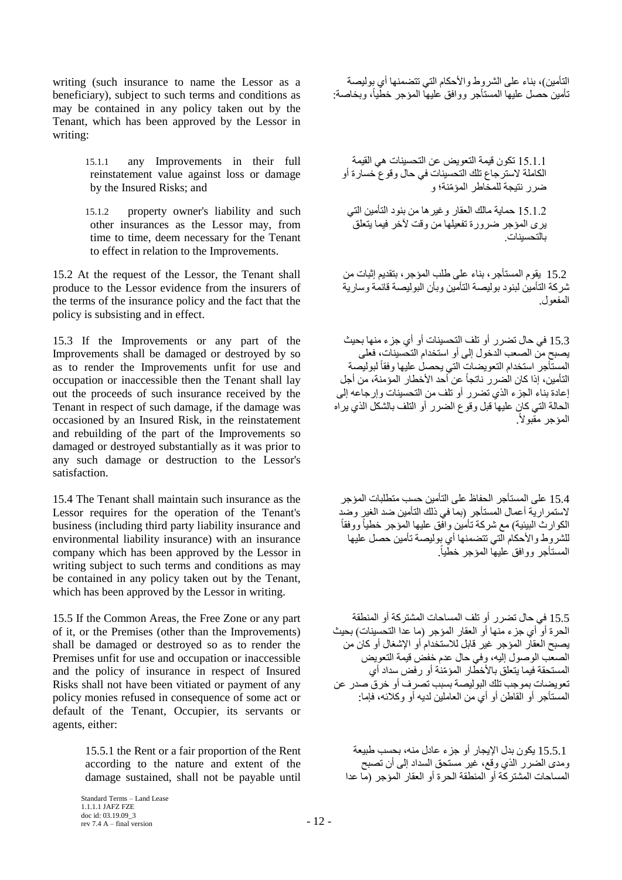writing (such insurance to name the Lessor as a beneficiary), subject to such terms and conditions as may be contained in any policy taken out by the Tenant, which has been approved by the Lessor in writing:

التأمين)، بناء على الشروط والأحكام التي تتضمنها أي بوليصة تأمين حصل عليها المستأجر ووافق عليها المؤجر خطياً، وبخاصة:

15.1.1 any Improvements in their full reinstatement value against loss or damage by the Insured Risks; and

15.1.1 تكون قيمة التعويض عن التحسينات هي القيمة الكاملة لاسترجاع تلك التحسينات في حال وقوع خسارة أو ضرر نتيجة للمخاطر المؤمّنة؛ و

15.1.2 property owner's liability and such other insurances as the Lessor may, from time to time, deem necessary for the Tenant to effect in relation to the Improvements.

15.1.2 حماية مالك العقار وغيرها من بنود التأمين التي يرى المؤجر ضرورة تفعيلها من وقت لآخر فيما يتعلق بالتحسينات.

15.2 At the request of the Lessor, the Tenant shall produce to the Lessor evidence from the insurers of the terms of the insurance policy and the fact that the policy is subsisting and in effect.

15.2 يقوم المستأجر، بناء على طلب المؤجر، بتقديم إثبات من شركة التأمين لبنود بوليصة التأمين وبأن البوليصة قائمة وسارية المفعول.

15.3 If the Improvements or any part of the Improvements shall be damaged or destroyed by so as to render the Improvements unfit for use and occupation or inaccessible then the Tenant shall lay out the proceeds of such insurance received by the Tenant in respect of such damage, if the damage was occasioned by an Insured Risk, in the reinstatement and rebuilding of the part of the Improvements so damaged or destroyed substantially as it was prior to any such damage or destruction to the Lessor's satisfaction.

15.3 في حال تضرر أو تلف التحسينات أو أي جزء منها بحيث يصبح من الصعب الدخول إلى أو استخدام التحسينات، فعلى المستأجر استخدام التعويضات التي يحصل عليها وفقاً لبوليصة التأمين، إذا كان الضرر ناتجاً عن أحد الأخطار المؤمنة، من أجل إعادة بناء الجزء الذي تضرر أو تلف من التحسينات وإرجاعه إلى الحالة التي كان عليها قبل وقوع الضرر أو التلف بالشكل الذي يراه المؤجر مقبولاً.

15.4 The Tenant shall maintain such insurance as the Lessor requires for the operation of the Tenant's business (including third party liability insurance and environmental liability insurance) with an insurance company which has been approved by the Lessor in writing subject to such terms and conditions as may be contained in any policy taken out by the Tenant, which has been approved by the Lessor in writing.

15.4 على المستأجر الحفاظ على التأمين حسب متطلبات المؤجر لاستمرارية أعمال المستأجر (بما في ذلك التأمين ضد الغير وضد الكوارث البيئية) مع شركة تأمين وافق عليها المؤجر خطياً ووفقاً للشروط والأحكام التي تتضمنها أي بوليصة تأمين حصل عليها المستأجر ووافق عليها المؤجر خطياً.

15.5 If the Common Areas, the Free Zone or any part of it, or the Premises (other than the Improvements) shall be damaged or destroyed so as to render the Premises unfit for use and occupation or inaccessible and the policy of insurance in respect of Insured Risks shall not have been vitiated or payment of any policy monies refused in consequence of some act or default of the Tenant, Occupier, its servants or agents, either:

15.5 في حال تضرر أو تلف المساحات المشتركة أو المنطقة الحرة أو أي جزء منها أو العقار المؤجر (ما عدا التحسينات) بحيث يصبح العقار المؤجر غير قابل للاستخدام أو الإشغال أو كان من الصعب الوصول إليه، وفي حال عدم خفض قيمة التعويض المستحقة فيما يتعلق بالأخطار المؤمّنة أو رفض سداد أي تعويضات بموجب تلك البوليصة بسبب تصرف أو خرق صدر عن المستأجر أو القاطن أو أي من العاملين لديه أو وكلائه، فإما:

15.5.1 the Rent or a fair proportion of the Rent according to the nature and extent of the damage sustained, shall not be payable until

15.5.1 يكون بدل الإيجار أو جزء عادل منه، بحسب طبيعة ومدى الضرر الذي وقع، غير مستحق السداد إلى أن تصبح المساحات المشتركة أو المنطقة الحرة أو العقار المؤجر (ما عدا

Standard Terms – Land Lease
1.1.1.1 JAFZ FZE
doc id: 03.19.09_3
rev 7.4 A – final version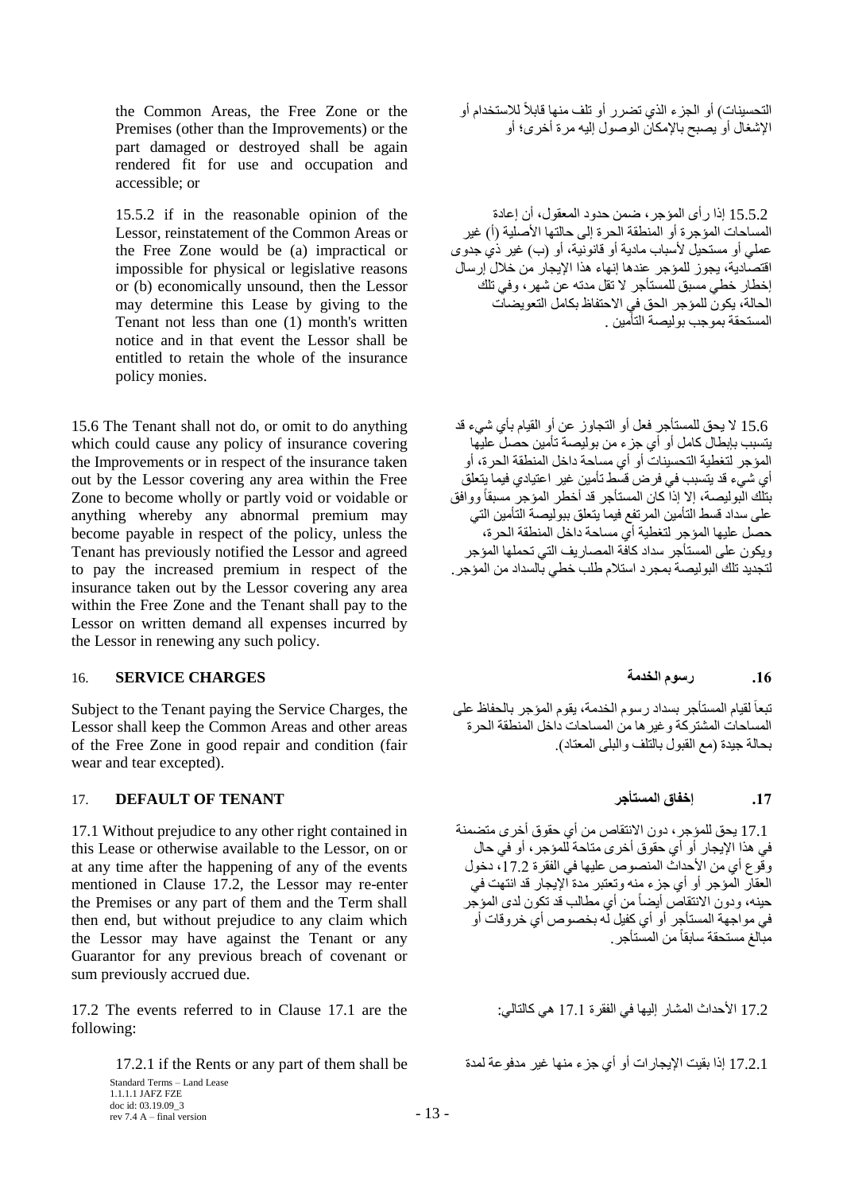the Common Areas, the Free Zone or the Premises (other than the Improvements) or the part damaged or destroyed shall be again rendered fit for use and occupation and accessible; or

التحسينات) أو الجزء الذي تضرر أو تلف منها قابلاً للاستخدام أو الإشغال أو يصبح بالإمكان الوصول إليه مرة أخرى؛ أو

15.5.2 if in the reasonable opinion of the Lessor, reinstatement of the Common Areas or the Free Zone would be (a) impractical or impossible for physical or legislative reasons or (b) economically unsound, then the Lessor may determine this Lease by giving to the Tenant not less than one (1) month's written notice and in that event the Lessor shall be entitled to retain the whole of the insurance policy monies.

15.5.2 إذا رأى المؤجر، ضمن حدود المعقول، أن إعادة المساحات المؤجرة أو المنطقة الحرة إلى حالتها الأصلية (أ) غير عملي أو مستحيل لأسباب مادية أو قانونية، أو (ب) غير ذي جدوى اقتصادية، يجوز للمؤجر عندها إنهاء هذا الإيجار من خلال إرسال إخطار خطي مسبق للمستأجر لا تقل مدته عن شهر، وفي تلك الحالة، يكون للمؤجر الحق في الاحتفاظ بكامل التعويضات المستحقة بموجب بوليصة التأمين.

15.6 The Tenant shall not do, or omit to do anything which could cause any policy of insurance covering the Improvements or in respect of the insurance taken out by the Lessor covering any area within the Free Zone to become wholly or partly void or voidable or anything whereby any abnormal premium may become payable in respect of the policy, unless the Tenant has previously notified the Lessor and agreed to pay the increased premium in respect of the insurance taken out by the Lessor covering any area within the Free Zone and the Tenant shall pay to the Lessor on written demand all expenses incurred by the Lessor in renewing any such policy.

15.6 لا يحق للمستأجر فعل أو التجاوز عن أو القيام بأي شيء قد يتسبب بإبطال كامل أو أي جزء من بوليصة تأمين حصل عليها المؤجر لتغطية التحسينات أو أي مساحة داخل المنطقة الحرة، أو أي شيء قد يتسبب في فرض قسط تأمين غير اعتيادي فيما يتعلق بتلك البوليصة، إلا إذا كان المستأجر قد أخطر المؤجر مسبقاً ووافق على سداد قسط التأمين المرتفع فيما يتعلق ببوليصة التأمين التي حصل عليها المؤجر لتغطية أي مساحة داخل المنطقة الحرة، ويكون على المستأجر سداد كافة المصاريف التي تحملها المؤجر لتجديد تلك البوليصة بمجرد استلام طلب خطي بالسداد من المؤجر.

## 16. SERVICE CHARGES

## 16. رسوم الخدمة

Subject to the Tenant paying the Service Charges, the Lessor shall keep the Common Areas and other areas of the Free Zone in good repair and condition (fair wear and tear excepted).

تبعاً لقيام المستأجر بسداد رسوم الخدمة، يقوم المؤجر بالحفاظ على المساحات المشتركة وغيرها من المساحات داخل المنطقة الحرة بحالة جيدة (مع القبول بالتلف والبلى المعتاد).

## 17. DEFAULT OF TENANT

## 17. إخفاق المستأجر

17.1 Without prejudice to any other right contained in this Lease or otherwise available to the Lessor, on or at any time after the happening of any of the events mentioned in Clause 17.2, the Lessor may re-enter the Premises or any part of them and the Term shall then end, but without prejudice to any claim which the Lessor may have against the Tenant or any Guarantor for any previous breach of covenant or sum previously accrued due.

17.1 يحق للمؤجر، دون الانتقاص من أي حقوق أخرى متضمنة في هذا الإيجار أو أي حقوق أخرى متاحة للمؤجر، أو في حال وقوع أي من الأحداث المنصوص عليها في الفقرة 17.2، دخول العقار المؤجر أو أي جزء منه وتعتبر مدة الإيجار قد انتهت في حينه، ودون الانتقاص أيضاً من أي مطالب قد تكون لدى المؤجر في مواجهة المستأجر أو أي كفيل له بخصوص أي خروقات أو مبالغ مستحقة سابقاً من المستأجر.

17.2 The events referred to in Clause 17.1 are the following:

17.2 الأحداث المشار إليها في الفقرة 17.1 هي كالتالي:

17.2.1 if the Rents or any part of them shall be

17.2.1 إذا بقيت الإيجارات أو أي جزء منها غير مدفوعة لمدة

Standard Terms – Land Lease
1.1.1.1 JAFZ FZE
doc id: 03.19.09_3
rev 7.4 A – final version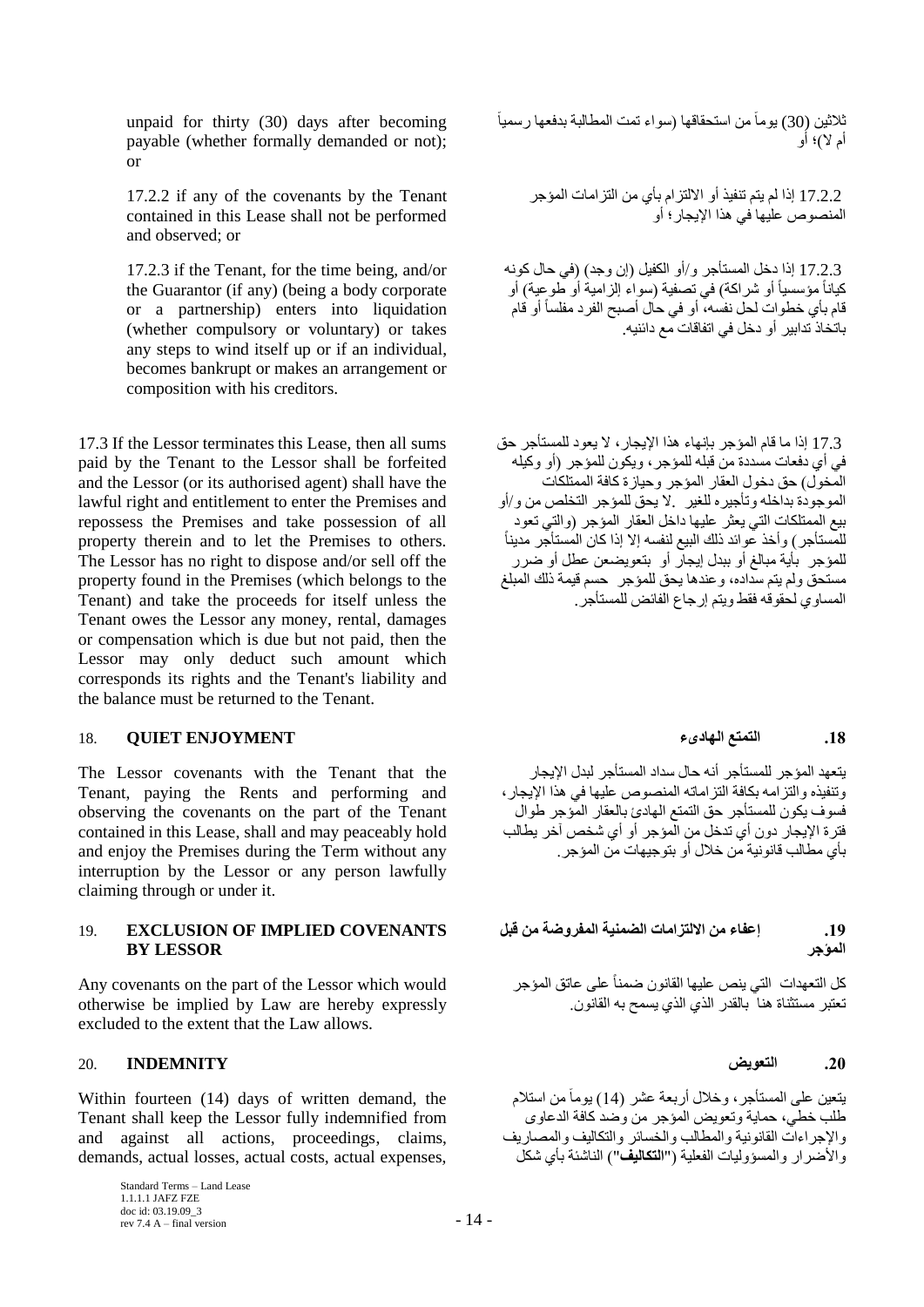unpaid for thirty (30) days after becoming payable (whether formally demanded or not); or

ثلاثين (30) يوماً من استحقاقها (سواء تمت المطالبة بدفعها رسمياً أم لا)؛ أو

17.2.2 if any of the covenants by the Tenant contained in this Lease shall not be performed and observed; or

17.2.2 إذا لم يتم تنفيذ أو الالتزام بأي من التزامات المؤجر المنصوص عليها في هذا الإيجار؛ أو

17.2.3 if the Tenant, for the time being, and/or the Guarantor (if any) (being a body corporate or a partnership) enters into liquidation (whether compulsory or voluntary) or takes any steps to wind itself up or if an individual, becomes bankrupt or makes an arrangement or composition with his creditors.

17.2.3 إذا دخل المستأجر و/أو الكفيل (إن وجد) (في حال كونه كياناً مؤسسياً أو شراكة) في تصفية (سواء إلزامية أو طوعية) أو قام بأي خطوات لحل نفسه، أو في حال أصبح الفرد مفلساً أو قام باتخاذ تدابير أو دخل في اتفاقات مع دائنيه.

17.3 If the Lessor terminates this Lease, then all sums paid by the Tenant to the Lessor shall be forfeited and the Lessor (or its authorised agent) shall have the lawful right and entitlement to enter the Premises and repossess the Premises and take possession of all property therein and to let the Premises to others. The Lessor has no right to dispose and/or sell off the property found in the Premises (which belongs to the Tenant) and take the proceeds for itself unless the Tenant owes the Lessor any money, rental, damages or compensation which is due but not paid, then the Lessor may only deduct such amount which corresponds its rights and the Tenant's liability and the balance must be returned to the Tenant.

17.3 إذا ما قام المؤجر بإنهاء هذا الإيجار، لا يعود للمستأجر حق في أي دفعات مسددة من قبله للمؤجر، ويكون للمؤجر (أو وكيله المخول) حق دخول العقار المؤجر وحيازة كافة الممتلكات الموجودة بداخله وتأجيره للغير. لا يحق للمؤجر التخلص من و/أو بيع الممتلكات التي يعثر عليها داخل العقار المؤجر (والتي تعود للمستأجر) وأخذ عوائد ذلك البيع لنفسه إلا إذا كان المستأجر مديناً للمؤجر بأية مبالغ أو ببدل إيجار أو بتعويضعن عطل أو ضرر مستحق ولم يتم سداده، وعندها يحق للمؤجر حسم قيمة ذلك المبلغ المساوي لحقوقه فقط ويتم إرجاع الفائض للمستأجر.

## 18. QUIET ENJOYMENT

## .18 التمتع الهادىء

The Lessor covenants with the Tenant that the Tenant, paying the Rents and performing and observing the covenants on the part of the Tenant contained in this Lease, shall and may peaceably hold and enjoy the Premises during the Term without any interruption by the Lessor or any person lawfully claiming through or under it.

يتعهد المؤجر للمستأجر أنه حال سداد المستأجر لبدل الإيجار وتنفيذه والتزامه بكافة التزاماته المنصوص عليها في هذا الإيجار، فسوف يكون للمستأجر حق التمتع الهادئ بالعقار المؤجر طوال فترة الإيجار دون أي تدخل من المؤجر أو أي شخص آخر يطالب بأي مطالب قانونية من خلال أو بتوجيهات من المؤجر.

## 19. EXCLUSION OF IMPLIED COVENANTS BY LESSOR

## .19 إعفاء من الالتزامات الضمنية المفروضة من قبل المؤجر

Any covenants on the part of the Lessor which would otherwise be implied by Law are hereby expressly excluded to the extent that the Law allows.

كل التعهدات التي ينص عليها القانون ضمناً على عاتق المؤجر تعتبر مستثناة هنا بالقدر الذي يسمح به القانون.

## 20. INDEMNITY

## .20 التعويض

Within fourteen (14) days of written demand, the Tenant shall keep the Lessor fully indemnified from and against all actions, proceedings, claims, demands, actual losses, actual costs, actual expenses,

يتعين على المستأجر، وخلال أربعة عشر (14) يوماً من استلام طلب خطي، حماية وتعويض المؤجر من وضد كافة الدعاوى والإجراءات القانونية والمطالب والخسائر والتكاليف والمصاريف والأضرار والمسؤوليات الفعلية ("**التكاليف**") الناشئة بأي شكل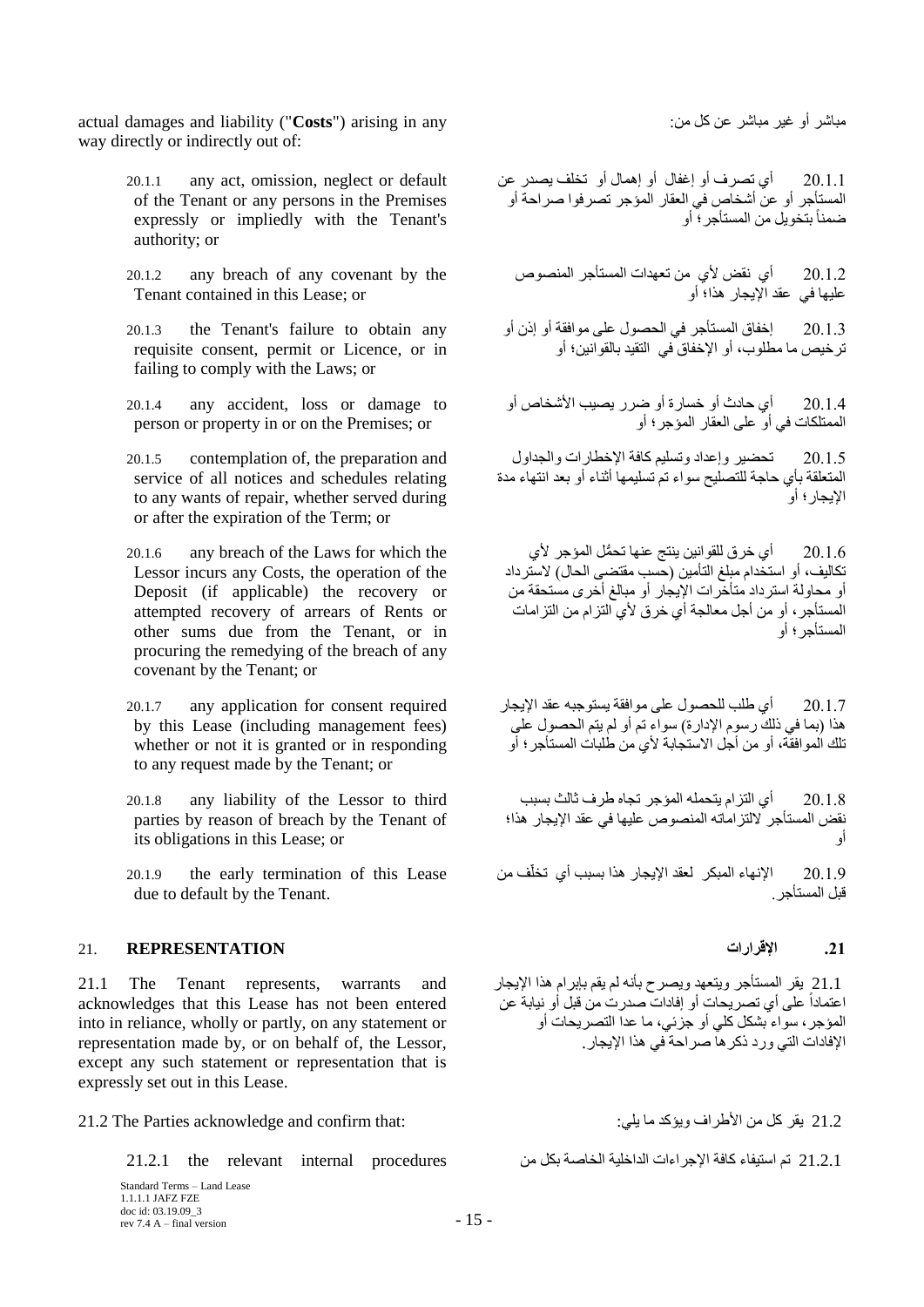actual damages and liability ("**Costs**") arising in any way directly or indirectly out of:

مباشر أو غير مباشر عن كل من:

20.1.1 any act, omission, neglect or default of the Tenant or any persons in the Premises expressly or impliedly with the Tenant's authority; or

20.1.1 أي تصرف أو إغفال أو إهمال أو تخلف يصدر عن المستأجر أو عن أشخاص في العقار المؤجر تصرفوا صراحة أو ضمناً بتخويل من المستأجر؛ أو

20.1.2 any breach of any covenant by the Tenant contained in this Lease; or

20.1.2 أي نقض لأي من تعهدات المستأجر المنصوص عليها في عقد الإيجار هذا؛ أو

20.1.3 the Tenant's failure to obtain any requisite consent, permit or Licence, or in failing to comply with the Laws; or

20.1.3 إخفاق المستأجر في الحصول على موافقة أو إذن أو ترخيص ما مطلوب، أو الإخفاق في التقيد بالقوانين؛ أو

20.1.4 any accident, loss or damage to person or property in or on the Premises; or

20.1.4 أي حادث أو خسارة أو ضرر يصيب الأشخاص أو الممتلكات في أو على العقار المؤجر؛ أو

20.1.5 contemplation of, the preparation and service of all notices and schedules relating to any wants of repair, whether served during or after the expiration of the Term; or

20.1.5 تحضير وإعداد وتسليم كافة الإخطارات والجداول المتعلقة بأي حاجة للتصليح سواء تم تسليمها أثناء أو بعد انتهاء مدة الإيجار؛ أو

20.1.6 any breach of the Laws for which the Lessor incurs any Costs, the operation of the Deposit (if applicable) the recovery or attempted recovery of arrears of Rents or other sums due from the Tenant, or in procuring the remedying of the breach of any covenant by the Tenant; or

20.1.6 أي خرق للقوانين ينتج عنها تحمُّل المؤجر لأي تكاليف، أو استخدام مبلغ التأمين (حسب مقتضى الحال) لاسترداد أو محاولة استرداد متأخرات الإيجار أو مبالغ أخرى مستحقة من المستأجر، أو من أجل معالجة أي خرق لأي التزام من التزامات المستأجر؛ أو

20.1.7 any application for consent required by this Lease (including management fees) whether or not it is granted or in responding to any request made by the Tenant; or

20.1.7 أي طلب للحصول على موافقة يستوجبه عقد الإيجار هذا (بما في ذلك رسوم الإدارة) سواء تم أو لم يتم الحصول على تلك الموافقة، أو من أجل الاستجابة لأي من طلبات المستأجر؛ أو

20.1.8 any liability of the Lessor to third parties by reason of breach by the Tenant of its obligations in this Lease; or

20.1.8 أي التزام يتحمله المؤجر تجاه طرف ثالث بسبب نقض المستأجر لالتزاماته المنصوص عليها في عقد الإيجار هذا؛ أو

20.1.9 the early termination of this Lease due to default by the Tenant.

20.1.9 الإنهاء المبكر لعقد الإيجار هذا بسبب أي تخلّف من قبل المستأجر.

## 21. REPRESENTATION

## .21 الإقرارات

21.1 The Tenant represents, warrants and acknowledges that this Lease has not been entered into in reliance, wholly or partly, on any statement or representation made by, or on behalf of, the Lessor, except any such statement or representation that is expressly set out in this Lease.

21.1 يقر المستأجر ويتعهد ويصرح بأنه لم يقم بإبرام هذا الإيجار اعتماداً على أي تصريحات أو إفادات صدرت من قبل أو نيابة عن المؤجر، سواء بشكل كلي أو جزئي، ما عدا التصريحات أو الإفادات التي ورد ذكرها صراحة في هذا الإيجار.

21.2 The Parties acknowledge and confirm that:

21.2 يقر كل من الأطراف ويؤكد ما يلي:

21.2.1 the relevant internal procedures

21.2.1 تم استيفاء كافة الإجراءات الداخلية الخاصة بكل من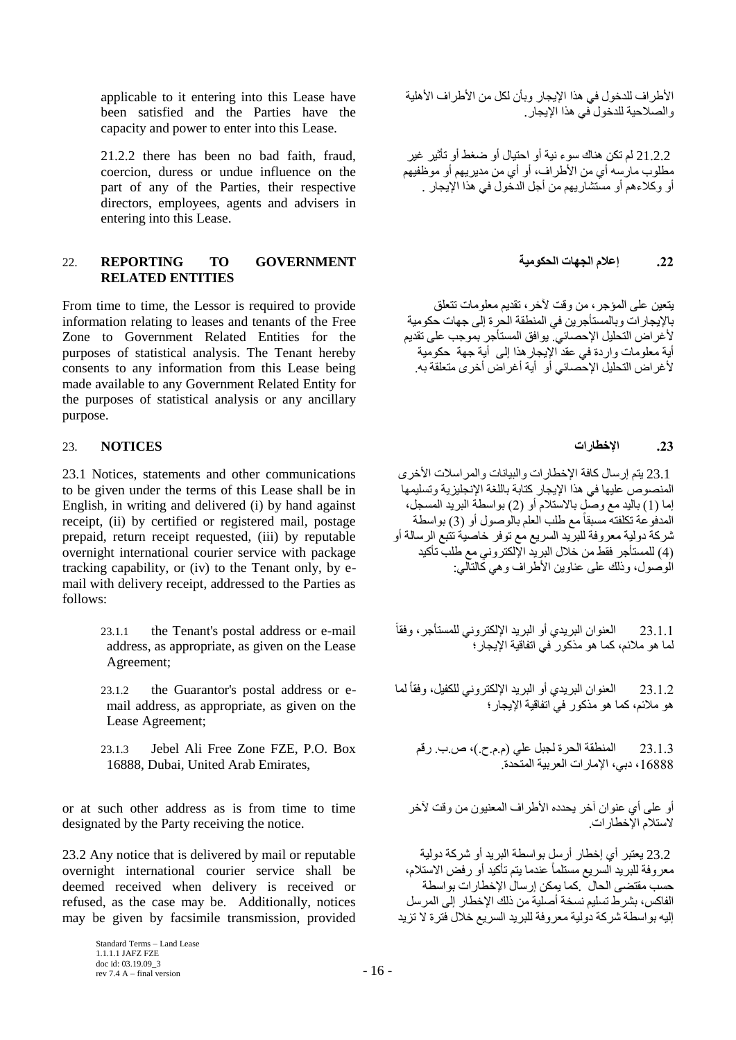applicable to it entering into this Lease have been satisfied and the Parties have the capacity and power to enter into this Lease.

الأطراف للدخول في هذا الإيجار وبأن لكل من الأطراف الأهلية والصلاحية للدخول في هذا الإيجار.

21.2.2 there has been no bad faith, fraud, coercion, duress or undue influence on the part of any of the Parties, their respective directors, employees, agents and advisers in entering into this Lease.

21.2.2 لم تكن هناك سوء نية أو احتيال أو ضغط أو تأثير غير مطلوب مارسه أي من الأطراف، أو أي من مديريهم أو موظفيهم أو وكلاءهم أو مستشاريهم من أجل الدخول في هذا الإيجار .

## 22. REPORTING TO GOVERNMENT RELATED ENTITIES

## 22. إعلام الجهات الحكومية

From time to time, the Lessor is required to provide information relating to leases and tenants of the Free Zone to Government Related Entities for the purposes of statistical analysis. The Tenant hereby consents to any information from this Lease being made available to any Government Related Entity for the purposes of statistical analysis or any ancillary purpose.

يتعين على المؤجر، من وقت لآخر، تقديم معلومات تتعلق بالإيجارات وبالمستأجرين في المنطقة الحرة إلى جهات حكومية لأغراض التحليل الإحصائي. يوافق المستأجر بموجب على تقديم أية معلومات واردة في عقد الإيجار هذا إلى أية جهة حكومية لأغراض التحليل الإحصائي أو أية أغراض أخرى متعلقة به.

## 23. NOTICES

## 23. الإخطارات

23.1 Notices, statements and other communications to be given under the terms of this Lease shall be in English, in writing and delivered (i) by hand against receipt, (ii) by certified or registered mail, postage prepaid, return receipt requested, (iii) by reputable overnight international courier service with package tracking capability, or (iv) to the Tenant only, by e-mail with delivery receipt, addressed to the Parties as follows:

23.1 يتم إرسال كافة الإخطارات والبيانات والمراسلات الأخرى المنصوص عليها في هذا الإيجار كتابة باللغة الإنجليزية وتسليمها إما (1) باليد مع وصل بالاستلام أو (2) بواسطة البريد المسجل، المدفوعة تكلفته مسبقاً مع طلب العلم بالوصول أو (3) بواسطة شركة دولية معروفة للبريد السريع مع توفر خاصية تتبع الرسالة أو (4) للمستأجر فقط من خلال البريد الإلكتروني مع طلب تأكيد الوصول، وذلك على عناوين الأطراف وهي كالتالي:

23.1.1 the Tenant's postal address or e-mail address, as appropriate, as given on the Lease Agreement;

23.1.1 العنوان البريدي أو البريد الإلكتروني للمستأجر، وفقاً لما هو ملائم، كما هو مذكور في اتفاقية الإيجار؛

23.1.2 the Guarantor's postal address or e-mail address, as appropriate, as given on the Lease Agreement;

23.1.2 العنوان البريدي أو البريد الإلكتروني للكفيل، وفقاً لما هو ملائم، كما هو مذكور في اتفاقية الإيجار؛

23.1.3 Jebel Ali Free Zone FZE, P.O. Box 16888, Dubai, United Arab Emirates,

23.1.3 المنطقة الحرة لجبل علي (م.م.ح.)، ص.ب. رقم 16888، دبي، الإمارات العربية المتحدة.

or at such other address as is from time to time designated by the Party receiving the notice.

أو على أي عنوان آخر يحدده الأطراف المعنيون من وقت لآخر لاستلام الإخطارات.

23.2 Any notice that is delivered by mail or reputable overnight international courier service shall be deemed received when delivery is received or refused, as the case may be. Additionally, notices may be given by facsimile transmission, provided

23.2 يعتبر أي إخطار أرسل بواسطة البريد أو شركة دولية معروفة للبريد السريع مستلماً عندما يتم تأكيد أو رفض الاستلام، حسب مقتضى الحال .كما يمكن إرسال الإخطارات بواسطة الفاكس، بشرط تسليم نسخة أصلية من ذلك الإخطار إلى المرسل إليه بواسطة شركة دولية معروفة للبريد السريع خلال فترة لا تزيد

Standard Terms – Land Lease
1.1.1.1 JAFZ FZE
doc id: 03.19.09_3
rev 7.4 A – final version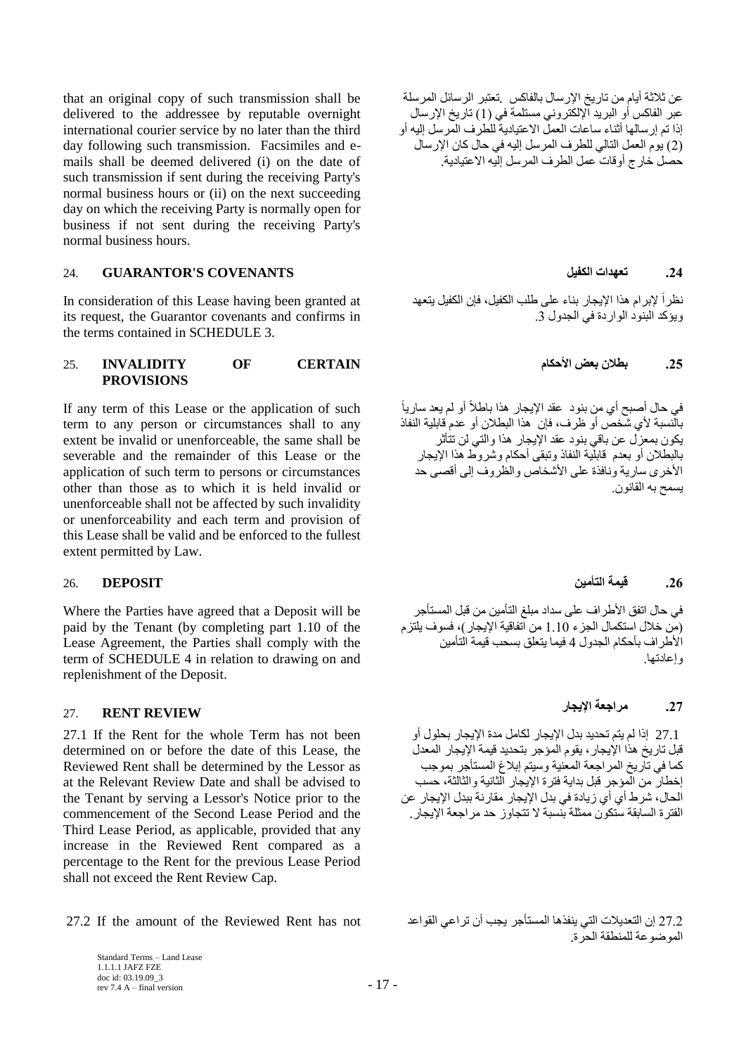that an original copy of such transmission shall be delivered to the addressee by reputable overnight international courier service by no later than the third day following such transmission. Facsimiles and e-mails shall be deemed delivered (i) on the date of such transmission if sent during the receiving Party's normal business hours or (ii) on the next succeeding day on which the receiving Party is normally open for business if not sent during the receiving Party's normal business hours.

عن ثلاثة أيام من تاريخ الإرسال بالفاكس .تعتبر الرسائل المرسلة عبر الفاكس أو البريد الإلكتروني مستلمة في (1) تاريخ الإرسال إذا تم إرسالها أثناء ساعات العمل الاعتيادية للطرف المرسل إليه أو (2) يوم العمل التالي للطرف المرسل إليه في حال كان الإرسال حصل خارج أوقات عمل الطرف المرسل إليه الاعتيادية.

## 24. GUARANTOR'S COVENANTS

## .24 تعهدات الكفيل

In consideration of this Lease having been granted at its request, the Guarantor covenants and confirms in the terms contained in SCHEDULE 3.

نظراً لإبرام هذا الإيجار بناء على طلب الكفيل، فإن الكفيل يتعهد ويؤكد البنود الواردة في الجدول 3.

## 25. INVALIDITY OF CERTAIN PROVISIONS

## .25 بطلان بعض الأحكام

If any term of this Lease or the application of such term to any person or circumstances shall to any extent be invalid or unenforceable, the same shall be severable and the remainder of this Lease or the application of such term to persons or circumstances other than those as to which it is held invalid or unenforceable shall not be affected by such invalidity or unenforceability and each term and provision of this Lease shall be valid and be enforced to the fullest extent permitted by Law.

في حال أصبح أي من بنود عقد الإيجار هذا باطلاً أو لم يعد سارياً بالنسبة لأي شخص أو ظرف، فإن هذا البطلان أو عدم قابلية النفاذ يكون بمعزل عن باقي بنود عقد الإيجار هذا والتي لن تتأثر بالبطلان أو بعدم قابلية النفاذ وتبقى أحكام وشروط هذا الإيجار الأخرى سارية ونافذة على الأشخاص والظروف إلى أقصى حد يسمح به القانون.

## 26. DEPOSIT

## .26 قيمة التأمين

Where the Parties have agreed that a Deposit will be paid by the Tenant (by completing part 1.10 of the Lease Agreement, the Parties shall comply with the term of SCHEDULE 4 in relation to drawing on and replenishment of the Deposit.

في حال اتفق الأطراف على سداد مبلغ التأمين من قبل المستأجر (من خلال استكمال الجزء 1.10 من اتفاقية الإيجار)، فسوف يلتزم الأطراف بأحكام الجدول 4 فيما يتعلق بسحب قيمة التأمين وإعادتها.

## 27. RENT REVIEW

## .27 مراجعة الإيجار

27.1 If the Rent for the whole Term has not been determined on or before the date of this Lease, the Reviewed Rent shall be determined by the Lessor as at the Relevant Review Date and shall be advised to the Tenant by serving a Lessor's Notice prior to the commencement of the Second Lease Period and the Third Lease Period, as applicable, provided that any increase in the Reviewed Rent compared as a percentage to the Rent for the previous Lease Period shall not exceed the Rent Review Cap.

27.1 إذا لم يتم تحديد بدل الإيجار لكامل مدة الإيجار بحلول أو قبل تاريخ هذا الإيجار، يقوم المؤجر بتحديد قيمة الإيجار المعدل كما في تاريخ المراجعة المعنية وسيتم إبلاغ المستأجر بموجب إخطار من المؤجر قبل بداية فترة الإيجار الثانية والثالثة، حسب الحال، شرط أي أي زيادة في بدل الإيجار مقارنة ببدل الإيجار عن الفترة السابقة ستكون ممثلة بنسبة لا تتجاوز حد مراجعة الإيجار.

27.2 If the amount of the Reviewed Rent has not

27.2 إن التعديلات التي ينفذها المستأجر يجب أن تراعي القواعد الموضوعة للمنطقة الحرة.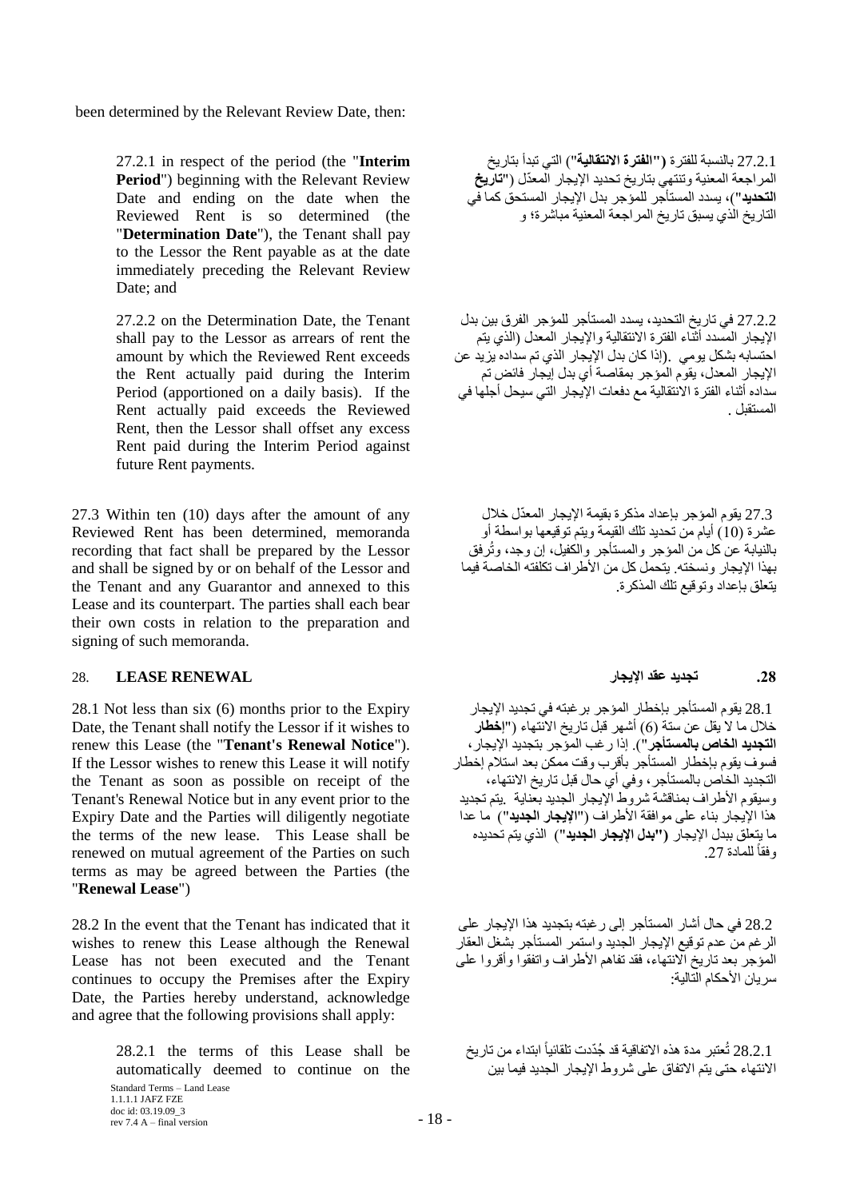been determined by the Relevant Review Date, then:

27.2.1 in respect of the period (the "**Interim Period**") beginning with the Relevant Review Date and ending on the date when the Reviewed Rent is so determined (the "**Determination Date**"), the Tenant shall pay to the Lessor the Rent payable as at the date immediately preceding the Relevant Review Date; and

27.2.1 بالنسبة للفترة ("**الفترة الانتقالية**") التي تبدأ بتاريخ المراجعة المعنية وتنتهي بتاريخ تحديد الإيجار المعدّل ("**تاريخ التحديد**")، يسدد المستأجر للمؤجر بدل الإيجار المستحق كما في التاريخ الذي يسبق تاريخ المراجعة المعنية مباشرة؛ و

27.2.2 on the Determination Date, the Tenant shall pay to the Lessor as arrears of rent the amount by which the Reviewed Rent exceeds the Rent actually paid during the Interim Period (apportioned on a daily basis). If the Rent actually paid exceeds the Reviewed Rent, then the Lessor shall offset any excess Rent paid during the Interim Period against future Rent payments.

27.2.2 في تاريخ التحديد، يسدد المستأجر للمؤجر الفرق بين بدل الإيجار المسدد أثناء الفترة الانتقالية والإيجار المعدل (الذي يتم احتسابه بشكل يومي .(إذا كان بدل الإيجار الذي تم سداده يزيد عن الإيجار المعدل، يقوم المؤجر بمقاصة أي بدل إيجار فائض تم سداده أثناء الفترة الانتقالية مع دفعات الإيجار التي سيحل أجلها في المستقبل .

27.3 Within ten (10) days after the amount of any Reviewed Rent has been determined, memoranda recording that fact shall be prepared by the Lessor and shall be signed by or on behalf of the Lessor and the Tenant and any Guarantor and annexed to this Lease and its counterpart. The parties shall each bear their own costs in relation to the preparation and signing of such memoranda.

27.3 يقوم المؤجر بإعداد مذكرة بقيمة الإيجار المعدّل خلال عشرة (10) أيام من تحديد تلك القيمة ويتم توقيعها بواسطة أو بالنيابة عن كل من المؤجر والمستأجر والكفيل، إن وجد، وتُرفق بهذا الإيجار ونسخته. يتحمل كل من الأطراف تكلفته الخاصة فيما يتعلق بإعداد وتوقيع تلك المذكرة.

## 28. LEASE RENEWAL

## 28. تجديد عقد الإيجار

28.1 Not less than six (6) months prior to the Expiry Date, the Tenant shall notify the Lessor if it wishes to renew this Lease (the "**Tenant's Renewal Notice**"). If the Lessor wishes to renew this Lease it will notify the Tenant as soon as possible on receipt of the Tenant's Renewal Notice but in any event prior to the Expiry Date and the Parties will diligently negotiate the terms of the new lease. This Lease shall be renewed on mutual agreement of the Parties on such terms as may be agreed between the Parties (the "**Renewal Lease**")

28.1 يقوم المستأجر بإخطار المؤجر برغبته في تجديد الإيجار خلال ما لا يقل عن ستة (6) أشهر قبل تاريخ الانتهاء ("**إخطار التجديد الخاص بالمستأجر**"). إذا رغب المؤجر بتجديد الإيجار، فسوف يقوم بإخطار المستأجر بأقرب وقت ممكن بعد استلام إخطار التجديد الخاص بالمستأجر، وفي أي حال قبل تاريخ الانتهاء، وسيقوم الأطراف بمناقشة شروط الإيجار الجديد بعناية .يتم تجديد هذا الإيجار بناء على موافقة الأطراف ("**الإيجار الجديد**") ما عدا ما يتعلق ببدل الإيجار ("**بدل الإيجار الجديد**") الذي يتم تحديده وفقاً للمادة 27.

28.2 In the event that the Tenant has indicated that it wishes to renew this Lease although the Renewal Lease has not been executed and the Tenant continues to occupy the Premises after the Expiry Date, the Parties hereby understand, acknowledge and agree that the following provisions shall apply:

28.2 في حال أشار المستأجر إلى رغبته بتجديد هذا الإيجار على الرغم من عدم توقيع الإيجار الجديد واستمر المستأجر بشغل العقار المؤجر بعد تاريخ الانتهاء، فقد تفاهم الأطراف واتفقوا وأقروا على سريان الأحكام التالية:

28.2.1 the terms of this Lease shall be automatically deemed to continue on the

28.2.1 تُعتبر مدة هذه الاتفاقية قد جُدّدت تلقائياً ابتداء من تاريخ الانتهاء حتى يتم الاتفاق على شروط الإيجار الجديد فيما بين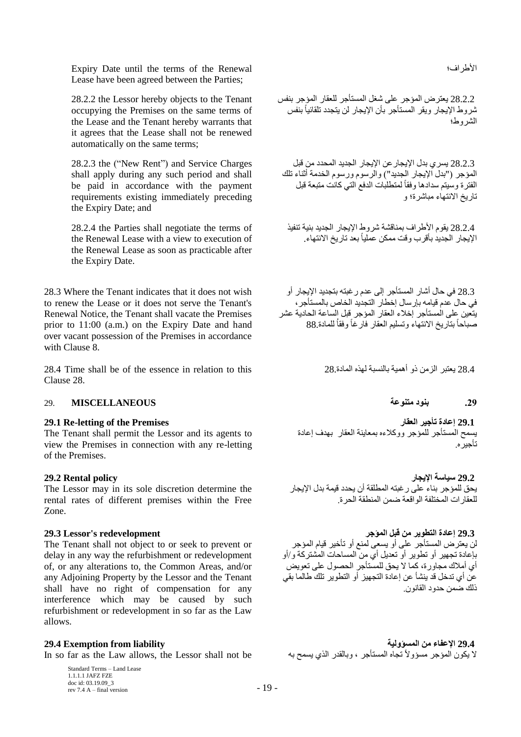Expiry Date until the terms of the Renewal Lease have been agreed between the Parties;

الأطراف؛

28.2.2 the Lessor hereby objects to the Tenant occupying the Premises on the same terms of the Lease and the Tenant hereby warrants that it agrees that the Lease shall not be renewed automatically on the same terms;

28.2.2 يعترض المؤجر على شغل المستأجر للعقار المؤجر بنفس شروط الإيجار ويقر المستأجر بأن الإيجار لن يتجدد تلقائياً بنفس الشروط؛

28.2.3 the ("New Rent") and Service Charges shall apply during any such period and shall be paid in accordance with the payment requirements existing immediately preceding the Expiry Date; and

28.2.3 يسري بدل الإيجار عن الإيجار الجديد المحدد من قبل المؤجر ("بدل الإيجار الجديد") والرسوم ورسوم الخدمة أثناء تلك الفترة وسيتم سدادها وفقاً لمتطلبات الدفع التي كانت متبعة قبل تاريخ الانتهاء مباشرة؛ و

28.2.4 the Parties shall negotiate the terms of the Renewal Lease with a view to execution of the Renewal Lease as soon as practicable after the Expiry Date.

28.2.4 يقوم الأطراف بمناقشة شروط الإيجار الجديد بنية تنفيذ الإيجار الجديد بأقرب وقت ممكن عملياً بعد تاريخ الانتهاء.

28.3 Where the Tenant indicates that it does not wish to renew the Lease or it does not serve the Tenant's Renewal Notice, the Tenant shall vacate the Premises prior to 11:00 (a.m.) on the Expiry Date and hand over vacant possession of the Premises in accordance with Clause 8.

28.3 في حال أشار المستأجر إلى عدم رغبته بتجديد الإيجار أو في حال عدم قيامه بإرسال إخطار التجديد الخاص بالمستأجر، يتعين على المستأجر إخلاء العقار المؤجر قبل الساعة الحادية عشر صباحاً بتاريخ الانتهاء وتسليم العقار فارغاً وفقاً للمادة 8.

28.4 Time shall be of the essence in relation to this Clause 28.

28.4 يعتبر الزمن ذو أهمية بالنسبة لهذه المادة 28.

## 29. MISCELLANEOUS

## 29. بنود متنوعة

**29.1 Re-letting of the Premises**

The Tenant shall permit the Lessor and its agents to view the Premises in connection with any re-letting of the Premises.

**29.1 إعادة تأجير العقار**

يسمح المستأجر للمؤجر ووكلاءه بمعاينة العقار بهدف إعادة تأجيره.

**29.2 Rental policy**

The Lessor may in its sole discretion determine the rental rates of different premises within the Free Zone.

**29.2 سياسة الإيجار**

يحق للمؤجر بناء على رغبته المطلقة أن يحدد قيمة بدل الإيجار للعقارات المختلفة الواقعة ضمن المنطقة الحرة.

**29.3 Lessor's redevelopment**

The Tenant shall not object to or seek to prevent or delay in any way the refurbishment or redevelopment of, or any alterations to, the Common Areas, and/or any Adjoining Property by the Lessor and the Tenant shall have no right of compensation for any interference which may be caused by such refurbishment or redevelopment in so far as the Law allows.

**29.3 إعادة التطوير من قبل المؤجر**

لن يعترض المستأجر على أو يسعى لمنع أو تأخير قيام المؤجر بإعادة تجهيز أو تطوير أو تعديل أي من المساحات المشتركة و/أو أي أملاك مجاورة، كما لا يحق للمستأجر الحصول على تعويض عن أي تدخل قد ينشأ عن إعادة التجهيز أو التطوير تلك طالما بقي ذلك ضمن حدود القانون.

**29.4 Exemption from liability**

In so far as the Law allows, the Lessor shall not be

**29.4 الإعفاء من المسؤولية**

لا يكون المؤجر مسؤولاً تجاه المستأجر ، وبالقدر الذي يسمح به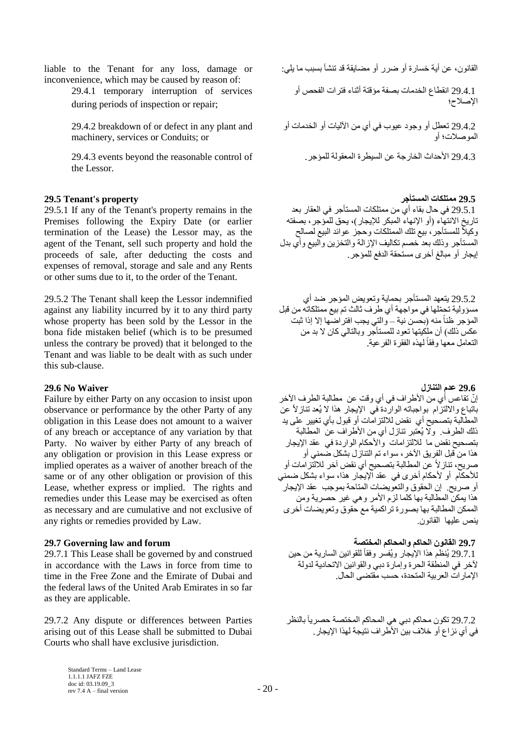liable to the Tenant for any loss, damage or inconvenience, which may be caused by reason of:

القانون، عن أية خسارة أو ضرر أو مضايقة قد تنشأ بسبب ما يلي:

29.4.1 temporary interruption of services during periods of inspection or repair;

29.4.1 انقطاع الخدمات بصفة مؤقتة أثناء فترات الفحص أو الإصلاح؛

29.4.2 breakdown of or defect in any plant and machinery, services or Conduits; or

29.4.2 تعطل أو وجود عيوب في أي من الآليات أو الخدمات أو الموصلات؛ أو

29.4.3 events beyond the reasonable control of the Lessor.

29.4.3 الأحداث الخارجة عن السيطرة المعقولة للمؤجر.

**29.5 Tenant's property**

**29.5 ممتلكات المستأجر**

29.5.1 If any of the Tenant's property remains in the Premises following the Expiry Date (or earlier termination of the Lease) the Lessor may, as the agent of the Tenant, sell such property and hold the proceeds of sale, after deducting the costs and expenses of removal, storage and sale and any Rents or other sums due to it, to the order of the Tenant.

29.5.1 في حال بقاء أي من ممتلكات المستأجر في العقار بعد تاريخ الانتهاء (أو الإنهاء المبكر للإيجار)، يحق للمؤجر، بصفته وكيلاً للمستأجر، بيع تلك الممتلكات وحجز عوائد البيع لصالح المستأجر وذلك بعد خصم تكاليف الإزالة والتخزين والبيع وأي بدل إيجار أو مبالغ أخرى مستحقة الدفع للمؤجر.

29.5.2 The Tenant shall keep the Lessor indemnified against any liability incurred by it to any third party whose property has been sold by the Lessor in the bona fide mistaken belief (which is to be presumed unless the contrary be proved) that it belonged to the Tenant and was liable to be dealt with as such under this sub-clause.

29.5.2 يتعهد المستأجر بحماية وتعويض المؤجر ضد أي مسؤولية تحمّلها في مواجهة أي طرف ثالث تم بيع ممتلكاته من قبل المؤجر ظناً منه (بحسن نية – والتي يجب افتراضها إلا إذا ثبت عكس ذلك) أن ملكيتها تعود للمستأجر وبالتالي كان لا بد من التعامل معها وفقاً لهذه الفقرة الفرعية.

**29.6 No Waiver**

**29.6 عدم التنازل**

Failure by either Party on any occasion to insist upon observance or performance by the other Party of any obligation in this Lease does not amount to a waiver of any breach or acceptance of any variation by that Party. No waiver by either Party of any breach of any obligation or provision in this Lease express or implied operates as a waiver of another breach of the same or of any other obligation or provision of this Lease, whether express or implied. The rights and remedies under this Lease may be exercised as often as necessary and are cumulative and not exclusive of any rights or remedies provided by Law.

إنّ تقاعس أي من الأطراف في أي وقت عن مطالبة الطرف الآخر باتباع والالتزام بواجباته الواردة في الإيجار هذا لا يُعد تنازلاً عن المطالبة بتصحيح أي نقض للالتزامات أو قبول بأي تغيير على يد ذلك الطرف. ولا يُعتبر تنازل أي من الأطراف عن المطالبة بتصحيح نقض ما للالتزامات والأحكام الواردة في عقد الإيجار هذا من قبل الفريق الآخر، سواء تم التنازل بشكل ضمني أو صريح، تنازلاً عن المطالبة بتصحيح أي نقض آخر للالتزامات أو للأحكام أو لأحكام أخرى في عقد الإيجار هذا، سواء بشكل ضمني أو صريح. إن الحقوق والتعويضات المتاحة بموجب عقد الإيجار هذا يمكن المطالبة بها كلما لزم الأمر وهي غير حصرية ومن الممكن المطالبة بها بصورة تراكمية مع حقوق وتعويضات أخرى ينص عليها القانون.

**29.7 Governing law and forum**

**29.7 القانون الحاكم والمحاكم المختصة**

29.7.1 This Lease shall be governed by and construed in accordance with the Laws in force from time to time in the Free Zone and the Emirate of Dubai and the federal laws of the United Arab Emirates in so far as they are applicable.

29.7.1 يُنظم هذا الإيجار ويُفسر وفقاً للقوانين السارية من حين لآخر في المنطقة الحرة وإمارة دبي والقوانين الاتحادية لدولة الإمارات العربية المتحدة، حسب مقتضى الحال.

29.7.2 Any dispute or differences between Parties arising out of this Lease shall be submitted to Dubai Courts who shall have exclusive jurisdiction.

29.7.2 تكون محاكم دبي هي المحاكم المختصة حصرياً بالنظر في أي نزاع أو خلاف بين الأطراف نتيجة لهذا الإيجار.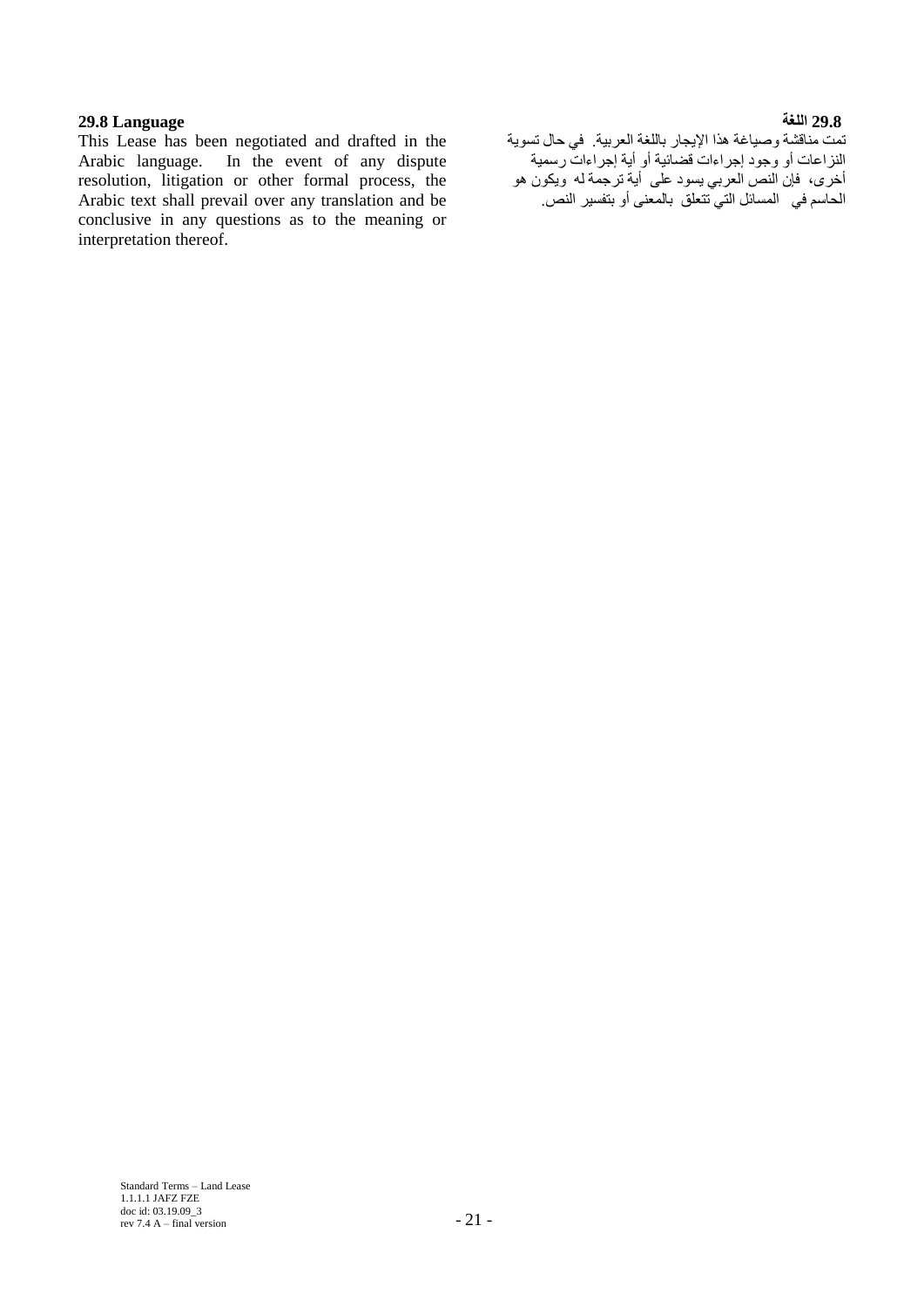**29.8 Language**

This Lease has been negotiated and drafted in the Arabic language. In the event of any dispute resolution, litigation or other formal process, the Arabic text shall prevail over any translation and be conclusive in any questions as to the meaning or interpretation thereof.

**29.8 اللغة**

تمت مناقشة وصياغة هذا الإيجار باللغة العربية. في حال تسوية النزاعات أو وجود إجراءات قضائية أو أية إجراءات رسمية أخرى، فإن النص العربي يسود على أية ترجمة له ويكون هو الحاسم في المسائل التي تتعلق بالمعنى أو بتفسير النص.

Standard Terms – Land Lease
1.1.1.1 JAFZ FZE
doc id: 03.19.09_3
rev 7.4 A – final version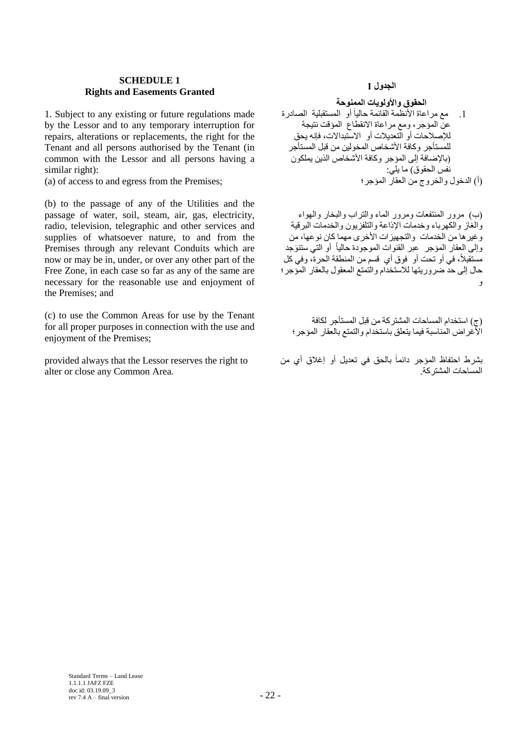## SCHEDULE 1
## Rights and Easements Granted

1. Subject to any existing or future regulations made by the Lessor and to any temporary interruption for repairs, alterations or replacements, the right for the Tenant and all persons authorised by the Tenant (in common with the Lessor and all persons having a similar right):

(a) of access to and egress from the Premises;

(b) to the passage of any of the Utilities and the passage of water, soil, steam, air, gas, electricity, radio, television, telegraphic and other services and supplies of whatsoever nature, to and from the Premises through any relevant Conduits which are now or may be in, under, or over any other part of the Free Zone, in each case so far as any of the same are necessary for the reasonable use and enjoyment of the Premises; and

(c) to use the Common Areas for use by the Tenant for all proper purposes in connection with the use and enjoyment of the Premises;

provided always that the Lessor reserves the right to alter or close any Common Area.

## الجدول 1

## الحقوق والأولويات الممنوحة

1. مع مراعاة الأنظمة القائمة حالياً أو المستقبلية الصادرة عن المؤجر، ومع مراعاة الانقطاع المؤقت نتيجة للإصلاحات أو التعديلات أو الاستبدالات، فإنه يحق للمستأجر وكافة الأشخاص المخولين من قبل المستأجر (بالإضافة إلى المؤجر وكافة الأشخاص الذين يملكون نفس الحقوق) ما يلي:

(أ) الدخول والخروج من العقار المؤجر؛

(ب) مرور المنتفعات ومرور الماء والتراب والبخار والهواء والغاز والكهرباء وخدمات الإذاعة والتلفزيون والخدمات البرقية وغيرها من الخدمات والتجهيزات الأخرى مهما كان نوعها، من وإلى العقار المؤجر عبر القنوات الموجودة حالياً أو التي ستتوَجد مستقبلاً، في أو تحت أو فوق أي قسم من المنطقة الحرة، وفي كل حال إلى حد ضروريتها للاستخدام والتمتع المعقول بالعقار المؤجر؛ و

(ج) استخدام المساحات المشتركة من قبل المستأجر لكافة الأغراض المناسبة فيما يتعلق باستخدام والتمتع بالعقار المؤجر؛

بشرط احتفاظ المؤجر دائماً بالحق في تعديل أو إغلاق أي من المساحات المشتركة.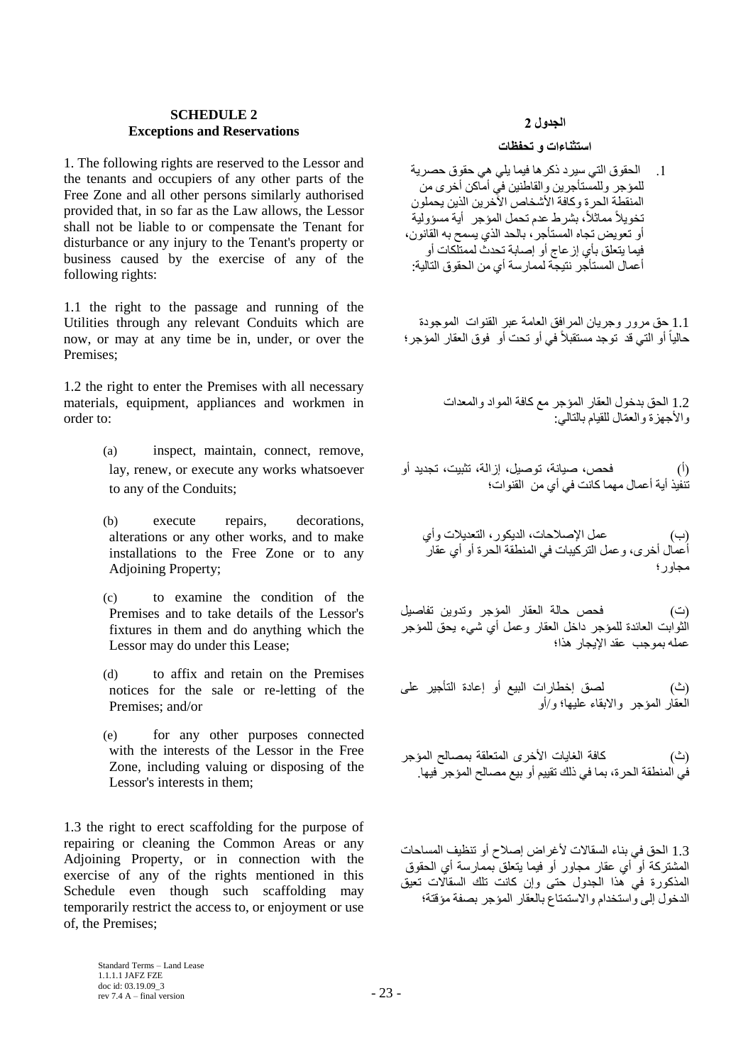## SCHEDULE 2
## Exceptions and Reservations

## الجدول 2
## استثناءات و تحفظات

1. The following rights are reserved to the Lessor and the tenants and occupiers of any other parts of the Free Zone and all other persons similarly authorised provided that, in so far as the Law allows, the Lessor shall not be liable to or compensate the Tenant for disturbance or any injury to the Tenant's property or business caused by the exercise of any of the following rights:

1. الحقوق التي سيرد ذكرها فيما يلي هي حقوق حصرية للمؤجر وللمستأجرين والقاطنين في أماكن أخرى من المنطقة الحرة وكافة الأشخاص الآخرين الذين يحملون تخويلاً مماثلاً، بشرط عدم تحمل المؤجر أية مسؤولية أو تعويض تجاه المستأجر، بالحد الذي يسمح به القانون، فيما يتعلق بأي إزعاج أو إصابة تحدث لممتلكات أو أعمال المستأجر نتيجة لممارسة أي من الحقوق التالية:

1.1 the right to the passage and running of the Utilities through any relevant Conduits which are now, or may at any time be in, under, or over the Premises;

1.1 حق مرور وجريان المرافق العامة عبر القنوات الموجودة حالياً أو التي قد توجد مستقبلاً في أو تحت أو فوق العقار المؤجر؛

1.2 the right to enter the Premises with all necessary materials, equipment, appliances and workmen in order to:

1.2 الحق بدخول العقار المؤجر مع كافة المواد والمعدات والأجهزة والعمّال للقيام بالتالي:

(a) inspect, maintain, connect, remove, lay, renew, or execute any works whatsoever to any of the Conduits;

(أ) فحص، صيانة، توصيل، إزالة، تثبيت، تجديد أو تنفيذ أية أعمال مهما كانت في أي من القنوات؛

(b) execute repairs, decorations, alterations or any other works, and to make installations to the Free Zone or to any Adjoining Property;

(ب) عمل الإصلاحات، الديكور، التعديلات وأي أعمال أخرى، وعمل التركيبات في المنطقة الحرة أو أي عقار مجاور؛

(c) to examine the condition of the Premises and to take details of the Lessor's fixtures in them and do anything which the Lessor may do under this Lease;

(ت) فحص حالة العقار المؤجر وتدوين تفاصيل الثوابت العائدة للمؤجر داخل العقار وعمل أي شيء يحق للمؤجر عمله بموجب عقد الإيجار هذا؛

(d) to affix and retain on the Premises notices for the sale or re-letting of the Premises; and/or

(ث) لصق إخطارات البيع أو إعادة التأجير على العقار المؤجر والابقاء عليها؛ و/أو

(e) for any other purposes connected with the interests of the Lessor in the Free Zone, including valuing or disposing of the Lessor's interests in them;

(ث) كافة الغايات الأخرى المتعلقة بمصالح المؤجر في المنطقة الحرة، بما في ذلك تقييم أو بيع مصالح المؤجر فيها.

1.3 the right to erect scaffolding for the purpose of repairing or cleaning the Common Areas or any Adjoining Property, or in connection with the exercise of any of the rights mentioned in this Schedule even though such scaffolding may temporarily restrict the access to, or enjoyment or use of, the Premises;

1.3 الحق في بناء السقالات لأغراض إصلاح أو تنظيف المساحات المشتركة أو أي عقار مجاور أو فيما يتعلق بممارسة أي الحقوق المذكورة في هذا الجدول حتى وإن كانت تلك السقالات تعيق الدخول إلى واستخدام والاستمتاع بالعقار المؤجر بصفة مؤقتة؛

Standard Terms – Land Lease
1.1.1.1 JAFZ FZE
doc id: 03.19.09_3
rev 7.4 A – final version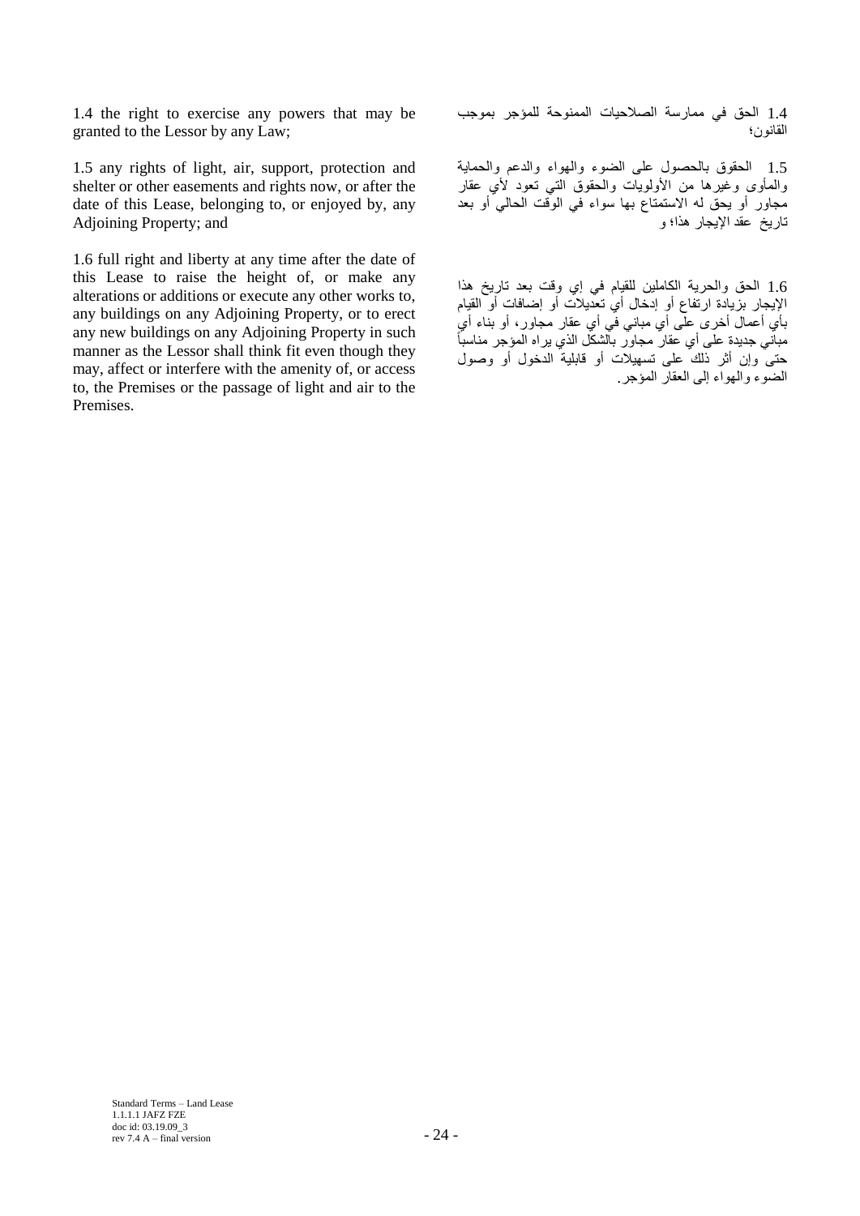1.4 the right to exercise any powers that may be granted to the Lessor by any Law;

1.4 الحق في ممارسة الصلاحيات الممنوحة للمؤجر بموجب القانون؛

1.5 any rights of light, air, support, protection and shelter or other easements and rights now, or after the date of this Lease, belonging to, or enjoyed by, any Adjoining Property; and

1.5 الحقوق بالحصول على الضوء والهواء والدعم والحماية والمأوى وغيرها من الأولويات والحقوق التي تعود لأي عقار مجاور أو يحق له الاستمتاع بها سواء في الوقت الحالي أو بعد تاريخ عقد الإيجار هذا؛ و

1.6 full right and liberty at any time after the date of this Lease to raise the height of, or make any alterations or additions or execute any other works to, any buildings on any Adjoining Property, or to erect any new buildings on any Adjoining Property in such manner as the Lessor shall think fit even though they may, affect or interfere with the amenity of, or access to, the Premises or the passage of light and air to the Premises.

1.6 الحق والحرية الكاملين للقيام في إي وقت بعد تاريخ هذا الإيجار بزيادة ارتفاع أو إدخال أي تعديلات أو إضافات أو القيام بأي أعمال أخرى على أي مباني في أي عقار مجاور، أو بناء أي مباني جديدة على أي عقار مجاور بالشكل الذي يراه المؤجر مناسباً حتى وإن أثر ذلك على تسهيلات أو قابلية الدخول أو وصول الضوء والهواء إلى العقار المؤجر.

Standard Terms – Land Lease
1.1.1.1 JAFZ FZE
doc id: 03.19.09_3
rev 7.4 A – final version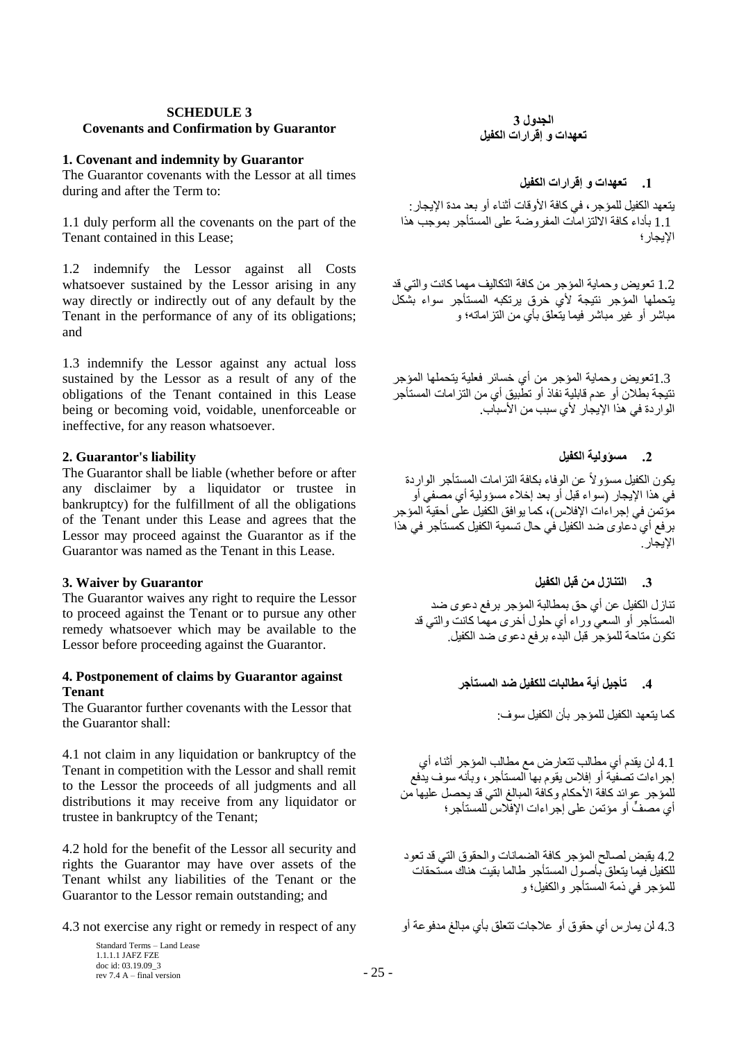## SCHEDULE 3
## Covenants and Confirmation by Guarantor

## الجدول 3
## تعهدات و إقرارات الكفيل

### 1. Covenant and indemnity by Guarantor

The Guarantor covenants with the Lessor at all times during and after the Term to:

1.1 duly perform all the covenants on the part of the Tenant contained in this Lease;

1.2 indemnify the Lessor against all Costs whatsoever sustained by the Lessor arising in any way directly or indirectly out of any default by the Tenant in the performance of any of its obligations; and

1.3 indemnify the Lessor against any actual loss sustained by the Lessor as a result of any of the obligations of the Tenant contained in this Lease being or becoming void, voidable, unenforceable or ineffective, for any reason whatsoever.

### .1 تعهدات و إقرارات الكفيل

يتعهد الكفيل للمؤجر، في كافة الأوقات أثناء أو بعد مدة الإيجار:

1.1 بأداء كافة الالتزامات المفروضة على المستأجر بموجب هذا الإيجار؛

1.2 تعويض وحماية المؤجر من كافة التكاليف مهما كانت والتي قد يتحملها المؤجر نتيجة لأي خرق يرتكبه المستأجر سواء بشكل مباشر أو غير مباشر فيما يتعلق بأي من التزاماته؛ و

1.3تعويض وحماية المؤجر من أي خسائر فعلية يتحملها المؤجر نتيجة بطلان أو عدم قابلية نفاذ أو تطبيق أي من التزامات المستأجر الواردة في هذا الإيجار لأي سبب من الأسباب.

### 2. Guarantor's liability

The Guarantor shall be liable (whether before or after any disclaimer by a liquidator or trustee in bankruptcy) for the fulfillment of all the obligations of the Tenant under this Lease and agrees that the Lessor may proceed against the Guarantor as if the Guarantor was named as the Tenant in this Lease.

### .2 مسؤولية الكفيل

يكون الكفيل مسؤولاً عن الوفاء بكافة التزامات المستأجر الواردة في هذا الإيجار (سواء قبل أو بعد إخلاء مسؤولية أي مصفي أو مؤتمن في إجراءات الإفلاس)، كما يوافق الكفيل على أحقية المؤجر برفع أي دعاوى ضد الكفيل في حال تسمية الكفيل كمستأجر في هذا الإيجار.

### 3. Waiver by Guarantor

The Guarantor waives any right to require the Lessor to proceed against the Tenant or to pursue any other remedy whatsoever which may be available to the Lessor before proceeding against the Guarantor.

### .3 التنازل من قبل الكفيل

تنازل الكفيل عن أي حق بمطالبة المؤجر برفع دعوى ضد المستأجر أو السعي وراء أي حلول أخرى مهما كانت والتي قد تكون متاحة للمؤجر قبل البدء برفع دعوى ضد الكفيل.

### 4. Postponement of claims by Guarantor against Tenant

The Guarantor further covenants with the Lessor that the Guarantor shall:

4.1 not claim in any liquidation or bankruptcy of the Tenant in competition with the Lessor and shall remit to the Lessor the proceeds of all judgments and all distributions it may receive from any liquidator or trustee in bankruptcy of the Tenant;

4.2 hold for the benefit of the Lessor all security and rights the Guarantor may have over assets of the Tenant whilst any liabilities of the Tenant or the Guarantor to the Lessor remain outstanding; and

4.3 not exercise any right or remedy in respect of any

### .4 تأجيل أية مطالبات للكفيل ضد المستأجر

كما يتعهد الكفيل للمؤجر بأن الكفيل سوف:

4.1 لن يقدم أي مطالب تتعارض مع مطالب المؤجر أثناء أي إجراءات تصفية أو إفلاس يقوم بها المستأجر، وبأنه سوف يدفع للمؤجر عوائد كافة الأحكام وكافة المبالغ التي قد يحصل عليها من أي مصفٍّ أو مؤتمن على إجراءات الإفلاس للمستأجر؛

4.2 يقبض لصالح المؤجر كافة الضمانات والحقوق التي قد تعود للكفيل فيما يتعلق بأصول المستأجر طالما بقيت هناك مستحقات للمؤجر في ذمة المستأجر والكفيل؛ و

4.3 لن يمارس أي حقوق أو علاجات تتعلق بأي مبالغ مدفوعة أو

Standard Terms – Land Lease
1.1.1.1 JAFZ FZE
doc id: 03.19.09_3
rev 7.4 A – final version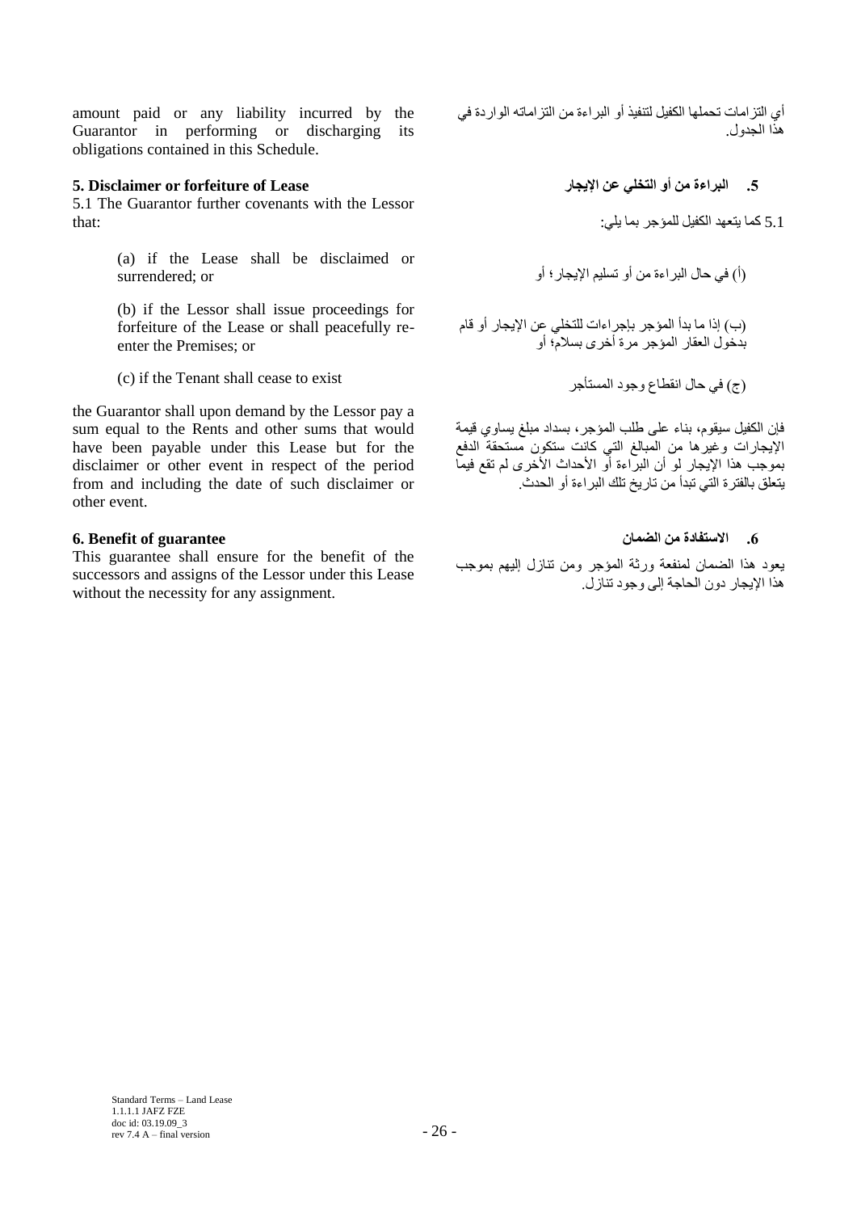amount paid or any liability incurred by the Guarantor in performing or discharging its obligations contained in this Schedule.

أي التزامات تحملها الكفيل لتنفيذ أو البراءة من التزاماته الواردة في هذا الجدول.

**5. Disclaimer or forfeiture of Lease**

**5. البراءة من أو التخلي عن الإيجار**

5.1 The Guarantor further covenants with the Lessor that:

5.1 كما يتعهد الكفيل للمؤجر بما يلي:

(a) if the Lease shall be disclaimed or surrendered; or

(أ) في حال البراءة من أو تسليم الإيجار؛ أو

(b) if the Lessor shall issue proceedings for forfeiture of the Lease or shall peacefully re-enter the Premises; or

(ب) إذا ما بدأ المؤجر بإجراءات للتخلي عن الإيجار أو قام بدخول العقار المؤجر مرة أخرى بسلام؛ أو

(c) if the Tenant shall cease to exist

(ج) في حال انقطاع وجود المستأجر

the Guarantor shall upon demand by the Lessor pay a sum equal to the Rents and other sums that would have been payable under this Lease but for the disclaimer or other event in respect of the period from and including the date of such disclaimer or other event.

فإن الكفيل سيقوم، بناء على طلب المؤجر، بسداد مبلغ يساوي قيمة الإيجارات وغيرها من المبالغ التي كانت ستكون مستحقة الدفع بموجب هذا الإيجار لو أن البراءة أو الأحداث الأخرى لم تقع فيما يتعلق بالفترة التي تبدأ من تاريخ تلك البراءة أو الحدث.

**6. Benefit of guarantee**

**6. الاستفادة من الضمان**

This guarantee shall ensure for the benefit of the successors and assigns of the Lessor under this Lease without the necessity for any assignment.

يعود هذا الضمان لمنفعة ورثة المؤجر ومن تنازل إليهم بموجب هذا الإيجار دون الحاجة إلى وجود تنازل.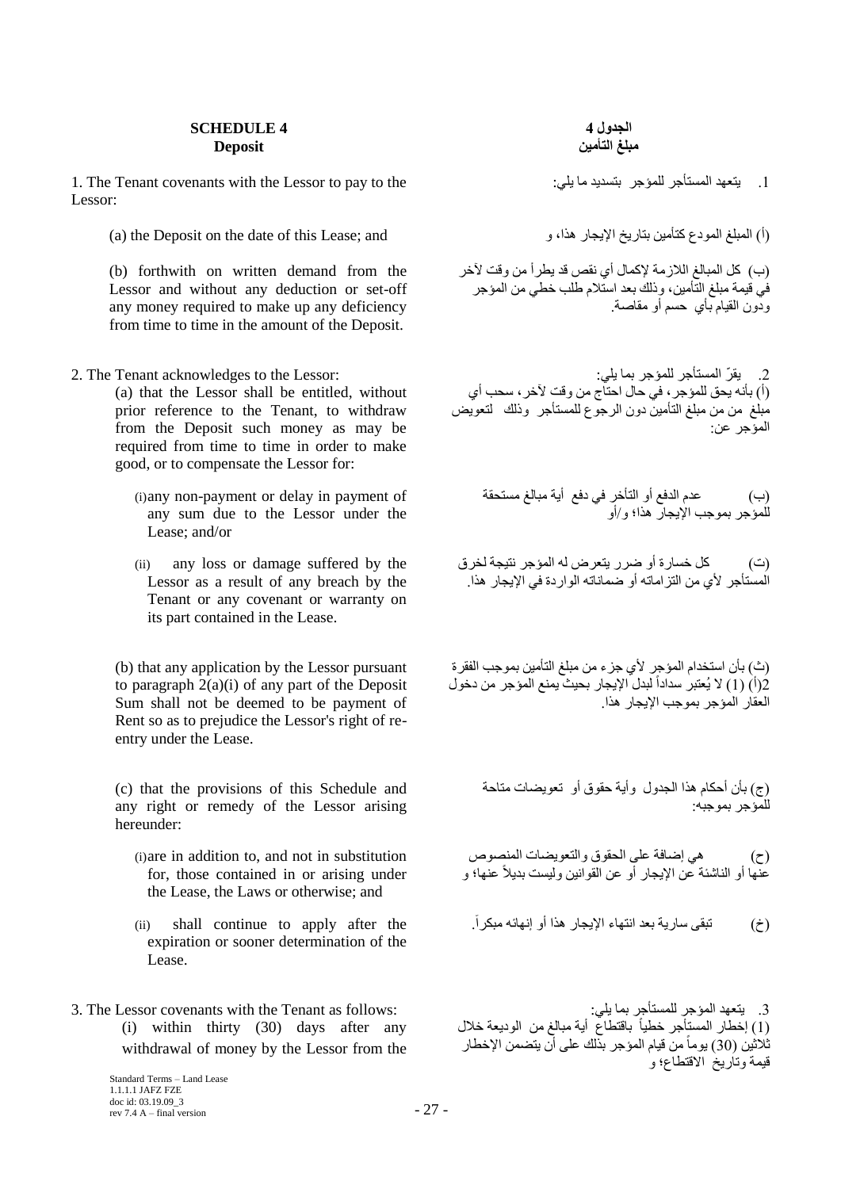## SCHEDULE 4
## Deposit

1. The Tenant covenants with the Lessor to pay to the Lessor:

(a) the Deposit on the date of this Lease; and

(b) forthwith on written demand from the Lessor and without any deduction or set-off any money required to make up any deficiency from time to time in the amount of the Deposit.

2. The Tenant acknowledges to the Lessor:

(a) that the Lessor shall be entitled, without prior reference to the Tenant, to withdraw from the Deposit such money as may be required from time to time in order to make good, or to compensate the Lessor for:

(i) any non-payment or delay in payment of any sum due to the Lessor under the Lease; and/or

(ii) any loss or damage suffered by the Lessor as a result of any breach by the Tenant or any covenant or warranty on its part contained in the Lease.

(b) that any application by the Lessor pursuant to paragraph 2(a)(i) of any part of the Deposit Sum shall not be deemed to be payment of Rent so as to prejudice the Lessor's right of re-entry under the Lease.

(c) that the provisions of this Schedule and any right or remedy of the Lessor arising hereunder:

(i) are in addition to, and not in substitution for, those contained in or arising under the Lease, the Laws or otherwise; and

(ii) shall continue to apply after the expiration or sooner determination of the Lease.

3. The Lessor covenants with the Tenant as follows:

(i) within thirty (30) days after any withdrawal of money by the Lessor from the

## الجدول 4
## مبلغ التأمين

1. يتعهد المستأجر للمؤجر بتسديد ما يلي:

(أ) المبلغ المودع كتأمين بتاريخ الإيجار هذا، و

(ب) كل المبالغ اللازمة لإكمال أي نقص قد يطرأ من وقت لآخر في قيمة مبلغ التأمين، وذلك بعد استلام طلب خطي من المؤجر ودون القيام بأي حسم أو مقاصة.

2. يقرّ المستأجر للمؤجر بما يلي:

(أ) بأنه يحق للمؤجر، في حال احتاج من وقت لآخر، سحب أي مبلغ من من مبلغ التأمين دون الرجوع للمستأجر وذلك لتعويض المؤجر عن:

(ب) عدم الدفع أو التأخر في دفع أية مبالغ مستحقة للمؤجر بموجب الإيجار هذا؛ و/أو

(ت) كل خسارة أو ضرر يتعرض له المؤجر نتيجة لخرق المستأجر لأي من التزاماته أو ضماناته الواردة في الإيجار هذا.

(ث) بأن استخدام المؤجر لأي جزء من مبلغ التأمين بموجب الفقرة 2(أ) (1) لا يُعتبر سداداً لبدل الإيجار بحيث يمنع المؤجر من دخول العقار المؤجر بموجب الإيجار هذا.

(ج) بأن أحكام هذا الجدول وأية حقوق أو تعويضات متاحة للمؤجر بموجبه:

(ح) هي إضافة على الحقوق والتعويضات المنصوص عنها أو الناشئة عن الإيجار أو عن القوانين وليست بديلاً عنها؛ و

(خ) تبقى سارية بعد انتهاء الإيجار هذا أو إنهائه مبكراً.

3. يتعهد المؤجر للمستأجر بما يلي:

(1) إخطار المستأجر خطياً باقتطاع أية مبالغ من الوديعة خلال ثلاثين (30) يوماً من قيام المؤجر بذلك على أن يتضمن الإخطار قيمة وتاريخ الاقتطاع؛ و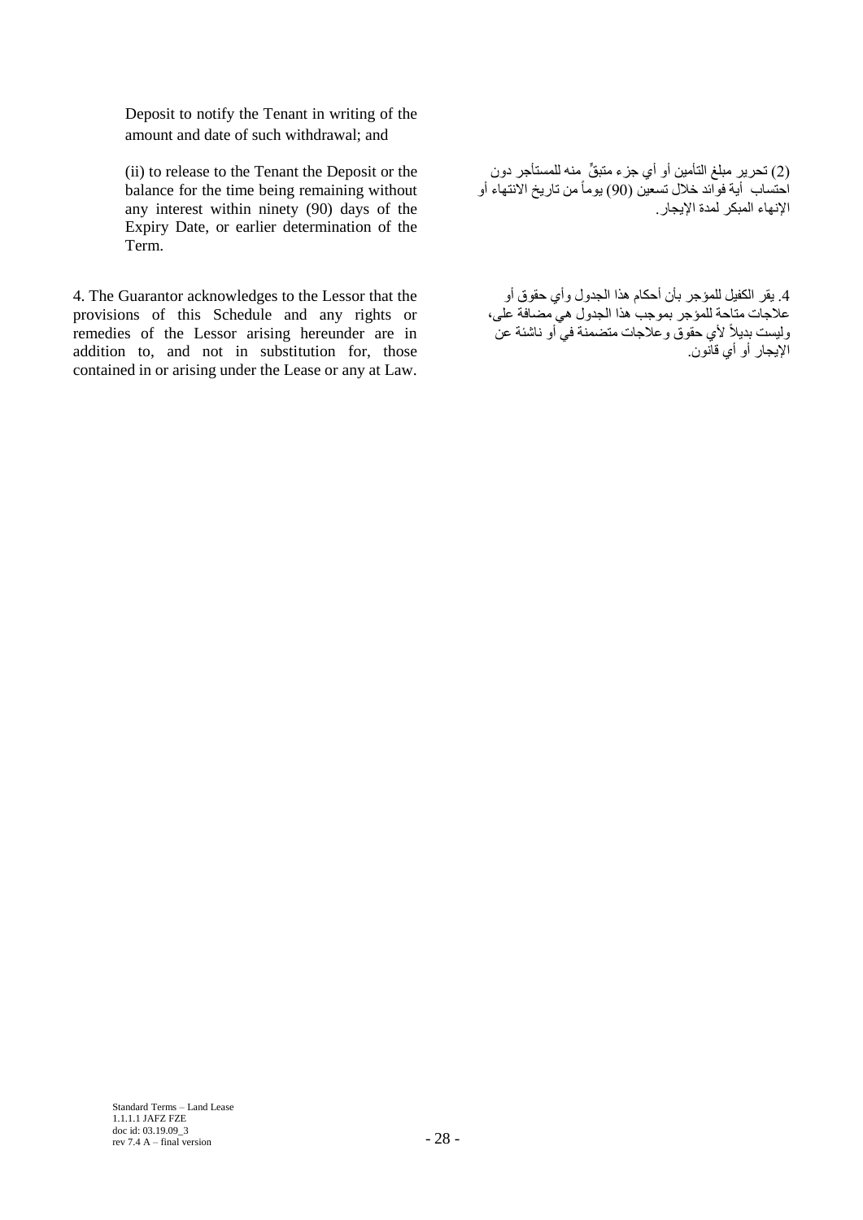Deposit to notify the Tenant in writing of the amount and date of such withdrawal; and

(ii) to release to the Tenant the Deposit or the balance for the time being remaining without any interest within ninety (90) days of the Expiry Date, or earlier determination of the Term.

(2) تحرير مبلغ التأمين أو أي جزء متبقٍّ منه للمستأجر دون احتساب أية فوائد خلال تسعين (90) يوماً من تاريخ الانتهاء أو الإنهاء المبكر لمدة الإيجار.

4. The Guarantor acknowledges to the Lessor that the provisions of this Schedule and any rights or remedies of the Lessor arising hereunder are in addition to, and not in substitution for, those contained in or arising under the Lease or any at Law.

4. يقر الكفيل للمؤجر بأن أحكام هذا الجدول وأي حقوق أو علاجات متاحة للمؤجر بموجب هذا الجدول هي مضافة على، وليست بديلاً لأي حقوق وعلاجات متضمنة في أو ناشئة عن الإيجار أو أي قانون.

Standard Terms – Land Lease
1.1.1.1 JAFZ FZE
doc id: 03.19.09_3
rev 7.4 A – final version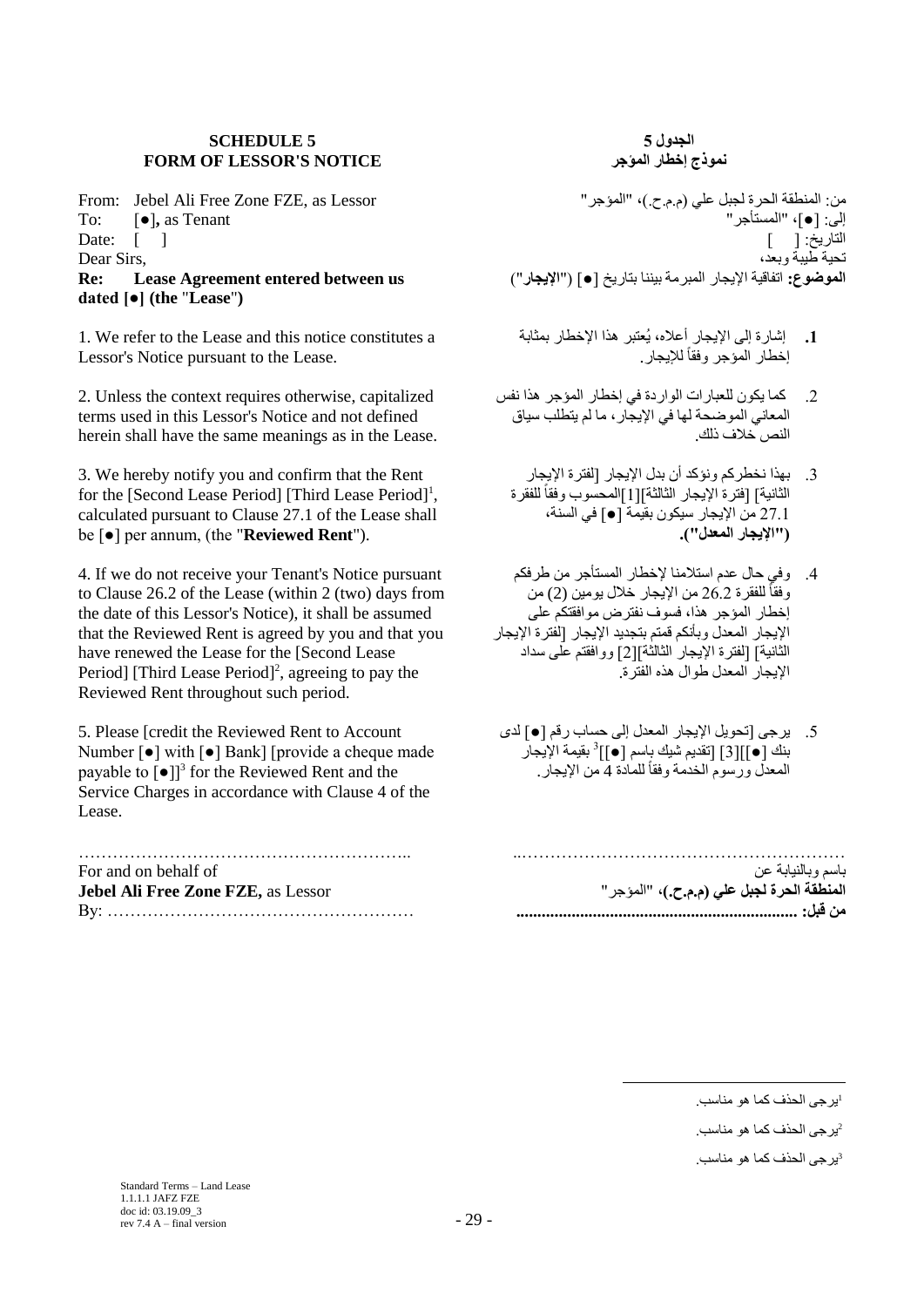## SCHEDULE 5
## FORM OF LESSOR'S NOTICE

From: Jebel Ali Free Zone FZE, as Lessor
To: [●], as Tenant
Date: [ ]
Dear Sirs,
**Re: Lease Agreement entered between us dated [●] (the "Lease")**

1. We refer to the Lease and this notice constitutes a Lessor's Notice pursuant to the Lease.

2. Unless the context requires otherwise, capitalized terms used in this Lessor's Notice and not defined herein shall have the same meanings as in the Lease.

3. We hereby notify you and confirm that the Rent for the [Second Lease Period] [Third Lease Period][1], calculated pursuant to Clause 27.1 of the Lease shall be [●] per annum, (the "**Reviewed Rent**").

4. If we do not receive your Tenant's Notice pursuant to Clause 26.2 of the Lease (within 2 (two) days from the date of this Lessor's Notice), it shall be assumed that the Reviewed Rent is agreed by you and that you have renewed the Lease for the [Second Lease Period] [Third Lease Period][2], agreeing to pay the Reviewed Rent throughout such period.

5. Please [credit the Reviewed Rent to Account Number [●] with [●] Bank] [provide a cheque made payable to [●]][3] for the Reviewed Rent and the Service Charges in accordance with Clause 4 of the Lease.

…………………………………………………..
For and on behalf of
**Jebel Ali Free Zone FZE,** as Lessor
By: ………………………………………………

## الجدول 5
## نموذج إخطار المؤجر

من: المنطقة الحرة لجبل علي (م.م.ح.)، "المؤجر"
إلى: [●]، "المستأجر"
التاريخ: [ ]
تحية طيبة وبعد،
**الموضوع:** اتفاقية الإيجار المبرمة بيننا بتاريخ [●] (**"الإيجار"**)

**.1** إشارة إلى الإيجار أعلاه، يُعتبر هذا الإخطار بمثابة إخطار المؤجر وفقاً للإيجار.

.2 كما يكون للعبارات الواردة في إخطار المؤجر هذا نفس المعاني الموضحة لها في الإيجار، ما لم يتطلب سياق النص خلاف ذلك.

.3 بهذا نخطركم ونؤكد أن بدل الإيجار [الفترة الإيجار الثانية] [فترة الإيجار الثالثة][1]المحسوب وفقاً للفقرة 27.1 من الإيجار سيكون بقيمة [●] في السنة، **("الإيجار المعدل")**.

.4 وفي حال عدم استلامنا لإخطار المستأجر من طرفكم وفقاً للفقرة 26.2 من الإيجار خلال يومين (2) من إخطار المؤجر هذا، فسوف نفترض موافقتكم على الإيجار المعدل وبأنكم قمتم بتجديد الإيجار [لفترة الإيجار الثانية] [الفترة الإيجار الثالثة][2] ووافقتم على سداد الإيجار المعدل طوال هذه الفترة.

.5 يرجى [تحويل الإيجار المعدل إلى حساب رقم [●] لدى بنك [●]][3] [تقديم شيك باسم [●]][3] بقيمة الإيجار المعدل ورسوم الخدمة وفقاً للمادة 4 من الإيجار.

…………………………………………………..
باسم وبالنيابة عن
**المنطقة الحرة لجبل علي (م.م.ح.)**، "المؤجر"
**من قبل: ..................................................................**

---

[1] يرجى الحذف كما هو مناسب.

[2] يرجى الحذف كما هو مناسب.

[3] يرجى الحذف كما هو مناسب.

Standard Terms – Land Lease
1.1.1.1 JAFZ FZE
doc id: 03.19.09_3
rev 7.4 A – final version